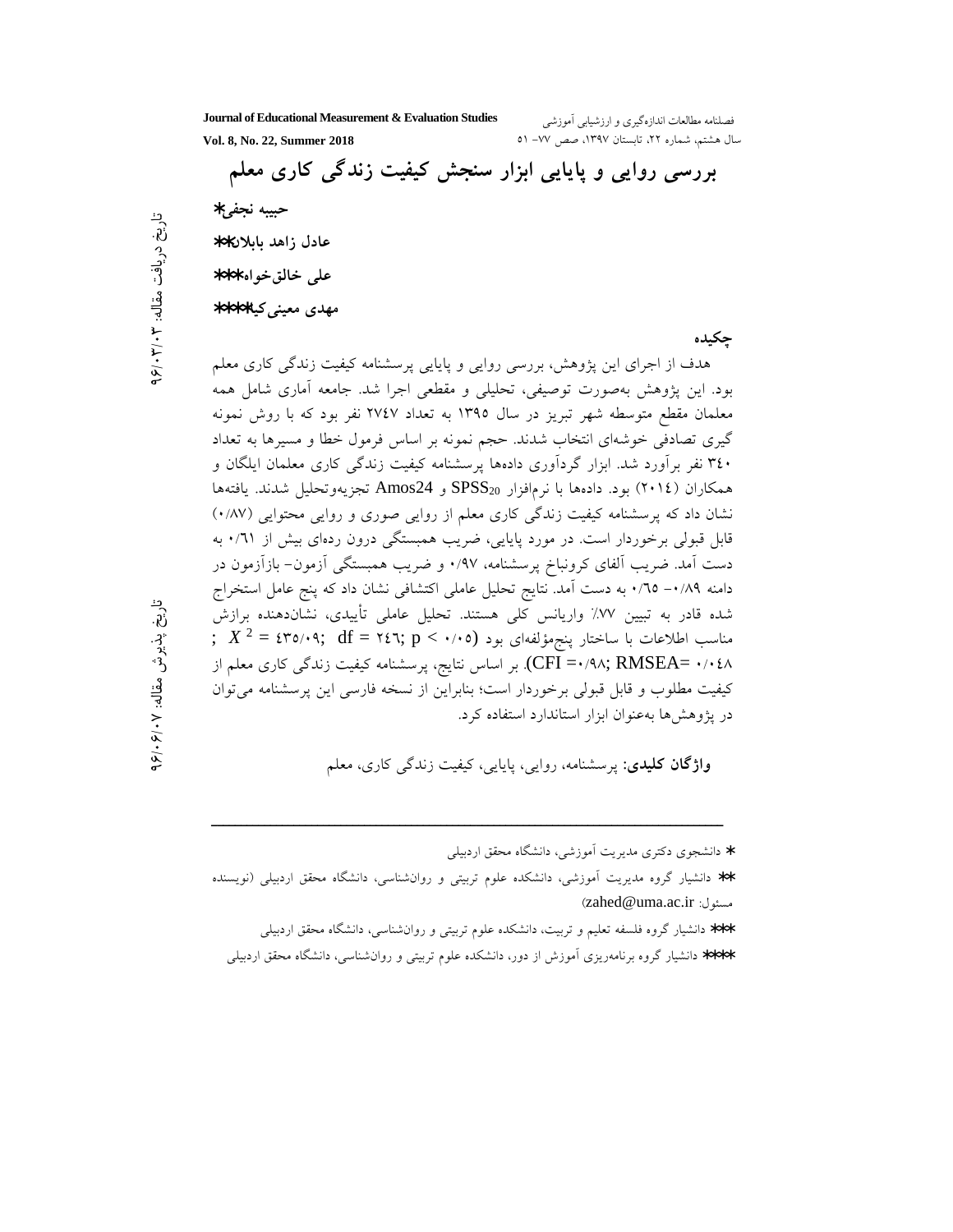# بررسی روایی و پایایی ابزار سنجش کیفیت زندگی کاری معلم

**حبیبه نجفی***

**عادل زاهد بابلان****

**علی خالق‌خواه*****

**مهدی معینی‌کیا******

تاریخ دریافت مقاله: ۹۶/۰۳/۰۳

تاریخ پذیرش مقاله: ۹۶/۰۶/۰۷

## چکیده

هدف از اجرای این پژوهش، بررسی روایی و پایایی پرسشنامه کیفیت زندگی کاری معلم بود. این پژوهش به‌صورت توصیفی، تحلیلی و مقطعی اجرا شد. جامعه آماری شامل همه معلمان مقطع متوسطه شهر تبریز در سال ۱۳۹۵ به تعداد ۲۷۴۷ نفر بود که با روش نمونه گیری تصادفی خوشه‌ای انتخاب شدند. حجم نمونه بر اساس فرمول خطا و مسیرها به تعداد ۳۴۰ نفر برآورد شد. ابزار گردآوری داده‌ها پرسشنامه کیفیت زندگی کاری معلمان ایلگان و همکاران (۲۰۱۴) بود. داده‌ها با نرم‌افزار $SPSS_{20}$ و Amos24 تجزیه‌وتحلیل شدند. یافته‌ها نشان داد که پرسشنامه کیفیت زندگی کاری معلم از روایی صوری و روایی محتوایی (۰/۸۷) قابل قبولی برخوردار است. در مورد پایایی، ضریب همبستگی درون رده‌ای بیش از ۰/۶۱ به دست آمد. ضریب آلفای کرونباخ پرسشنامه، ۰/۹۷ و ضریب همبستگی آزمون- بازآزمون در دامنه ۰/۸۹- ۰/۶۵ به دست آمد. نتایج تحلیل عاملی اکتشافی نشان داد که پنج عامل استخراج شده قادر به تبیین ۷۷٪ واریانس کلی هستند. تحلیل عاملی تأییدی، نشان‌دهنده برازش مناسب اطلاعات با ساختار پنج‌مؤلفه‌ای بود ($X^2 = ۴۳۵/۰۹$; df = ۲۴۶; $p < ۰/۰۵$; CFI =۰/۹۸; RMSEA= ۰/۰۴۸). بر اساس نتایج، پرسشنامه کیفیت زندگی کاری معلم از کیفیت مطلوب و قابل قبولی برخوردار است؛ بنابراین از نسخه فارسی این پرسشنامه می‌توان در پژوهش‌ها به‌عنوان ابزار استاندارد استفاده کرد.

**واژگان کلیدی**: پرسشنامه، روایی، پایایی، کیفیت زندگی کاری، معلم

---

* دانشجوی دکتری مدیریت آموزشی، دانشگاه محقق اردبیلی

** دانشیار گروه مدیریت آموزشی، دانشکده علوم تربیتی و روان‌شناسی، دانشگاه محقق اردبیلی (نویسنده مسئول: zahed@uma.ac.ir)

*** دانشیار گروه فلسفه تعلیم و تربیت، دانشکده علوم تربیتی و روان‌شناسی، دانشگاه محقق اردبیلی

**** دانشیار گروه برنامه‌ریزی آموزش از دور، دانشکده علوم تربیتی و روان‌شناسی، دانشگاه محقق اردبیلی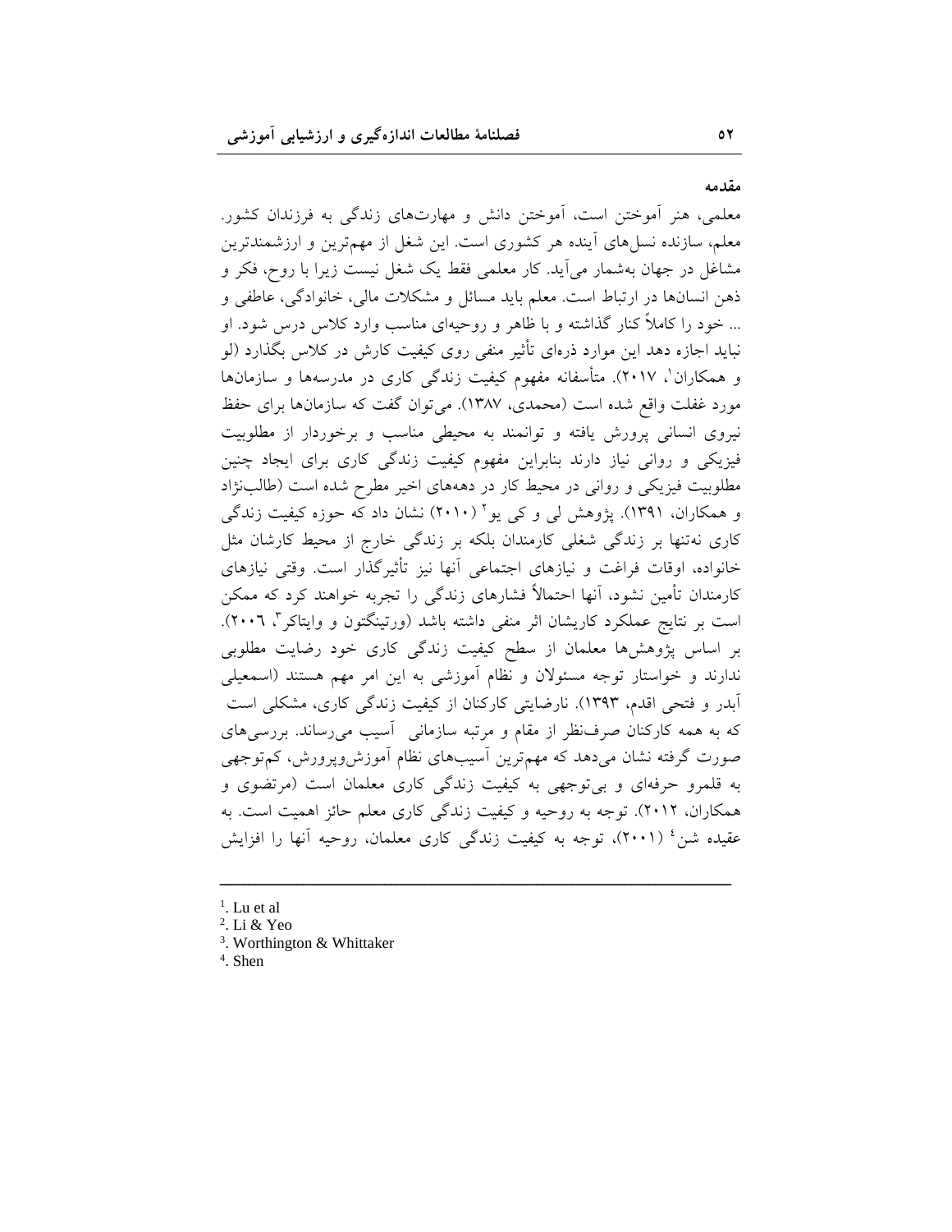### مقدمه

معلمی، هنر آموختن است، آموختن دانش و مهارت‌های زندگی به فرزندان کشور. معلم، سازنده نسل‌های آینده هر کشوری است. این شغل از مهم‌ترین و ارزشمندترین مشاغل در جهان به‌شمار می‌آید. کار معلمی فقط یک شغل نیست زیرا با روح، فکر و ذهن انسان‌ها در ارتباط است. معلم باید مسائل و مشکلات مالی، خانوادگی، عاطفی و ... خود را کاملاً کنار گذاشته و با ظاهر و روحیه‌ای مناسب وارد کلاس درس شود. او نباید اجازه دهد این موارد ذره‌ای تأثیر منفی روی کیفیت کارش در کلاس بگذارد (لو و همکاران[1]، ۲۰۱۷). متأسفانه مفهوم کیفیت زندگی کاری در مدرسه‌ها و سازمان‌ها مورد غفلت واقع شده است (محمدی، ۱۳۸۷). می‌توان گفت که سازمان‌ها برای حفظ نیروی انسانی پرورش یافته و توانمند به محیطی مناسب و برخوردار از مطلوبیت فیزیکی و روانی نیاز دارند بنابراین مفهوم کیفیت زندگی کاری برای ایجاد چنین مطلوبیت فیزیکی و روانی در محیط کار در دهه‌های اخیر مطرح شده است (طالب‌نژاد و همکاران، ۱۳۹۱). پژوهش لی و کی یو[2] (۲۰۱۰) نشان داد که حوزه کیفیت زندگی کاری نه‌تنها بر زندگی شغلی کارمندان بلکه بر زندگی خارج از محیط کارشان مثل خانواده، اوقات فراغت و نیازهای اجتماعی آنها نیز تأثیرگذار است. وقتی نیازهای کارمندان تأمین نشود، آنها احتمالاً فشارهای زندگی را تجربه خواهند کرد که ممکن است بر نتایج عملکرد کاریشان اثر منفی داشته باشد (ورتینگتون و وایتاکر[3]، ۲۰۰۶). بر اساس پژوهش‌ها معلمان از سطح کیفیت زندگی کاری خود رضایت مطلوبی ندارند و خواستار توجه مسئولان و نظام آموزشی به این امر مهم هستند (اسمعیلی آبدر و فتحی اقدم، ۱۳۹۳). نارضایتی کارکنان از کیفیت زندگی کاری، مشکلی است که به همه کارکنان صرف‌نظر از مقام و مرتبه سازمانی آسیب می‌رساند. بررسی‌های صورت گرفته نشان می‌دهد که مهم‌ترین آسیب‌های نظام آموزش‌وپرورش، کم‌توجهی به قلمرو حرفه‌ای و بی‌توجهی به کیفیت زندگی کاری معلمان است (مرتضوی و همکاران، ۲۰۱۲). توجه به روحیه و کیفیت زندگی کاری معلم حائز اهمیت است. به عقیده شن[4] (۲۰۰۱)، توجه به کیفیت زندگی کاری معلمان، روحیه آنها را افزایش

---

1. Lu et al
2. Li & Yeo
3. Worthington & Whittaker
4. Shen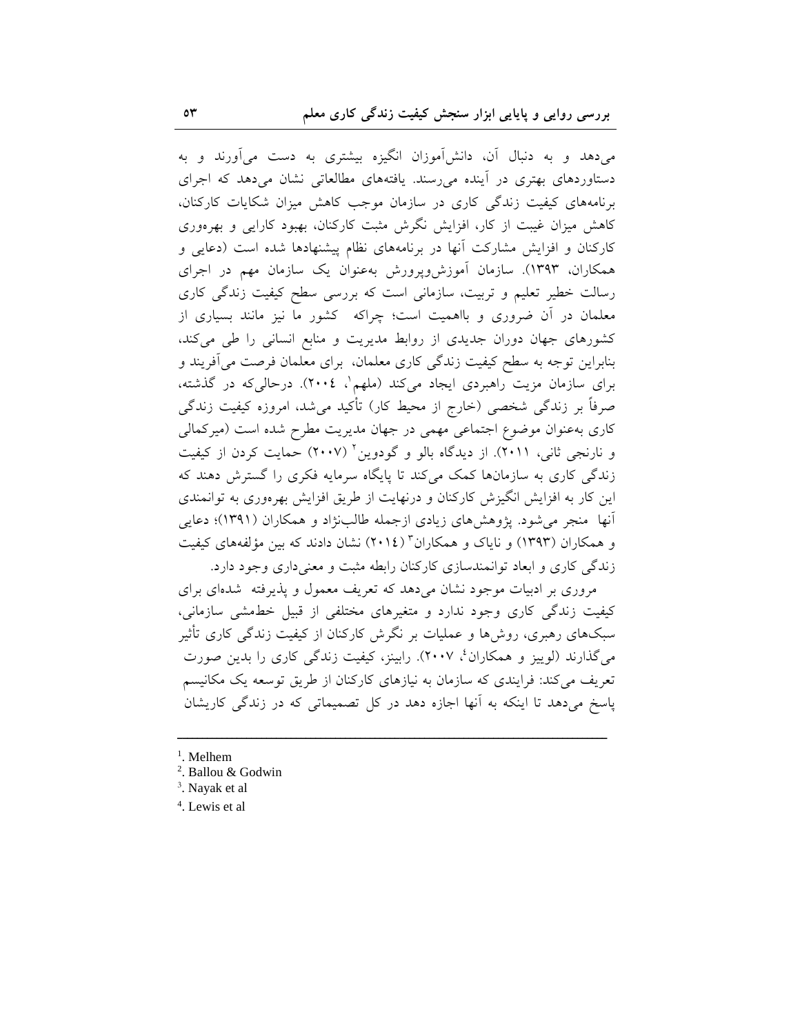می‌دهد و به دنبال آن، دانش‌آموزان انگیزه بیشتری به دست می‌آورند و به دستاوردهای بهتری در آینده می‌رسند. یافته‌های مطالعاتی نشان می‌دهد که اجرای برنامه‌های کیفیت زندگی کاری در سازمان موجب کاهش میزان شکایات کارکنان، کاهش میزان غیبت از کار، افزایش نگرش مثبت کارکنان، بهبود کارایی و بهره‌وری کارکنان و افزایش مشارکت آنها در برنامه‌های نظام پیشنهادها شده است (دعایی و همکاران، ۱۳۹۳). سازمان آموزش‌وپرورش به‌عنوان یک سازمان مهم در اجرای رسالت خطیر تعلیم و تربیت، سازمانی است که بررسی سطح کیفیت زندگی کاری معلمان در آن ضروری و بااهمیت است؛ چراکه کشور ما نیز مانند بسیاری از کشورهای جهان دوران جدیدی از روابط مدیریت و منابع انسانی را طی می‌کند، بنابراین توجه به سطح کیفیت زندگی کاری معلمان، برای معلمان فرصت می‌آفریند و برای سازمان مزیت راهبردی ایجاد می‌کند (ملهم[1]، ۲۰۰۴). درحالی‌که در گذشته، صرفاً بر زندگی شخصی (خارج از محیط کار) تأکید می‌شد، امروزه کیفیت زندگی کاری به‌عنوان موضوع اجتماعی مهمی در جهان مدیریت مطرح شده است (میرکمالی و نارنجی ثانی، ۲۰۱۱). از دیدگاه بالو و گودوین[2] (۲۰۰۷) حمایت کردن از کیفیت زندگی کاری به سازمان‌ها کمک می‌کند تا پایگاه سرمایه فکری را گسترش دهند که این کار به افزایش انگیزش کارکنان و درنهایت از طریق افزایش بهره‌وری به توانمندی آنها منجر می‌شود. پژوهش‌های زیادی ازجمله طالب‌نژاد و همکاران (۱۳۹۱)؛ دعایی و همکاران (۱۳۹۳) و نایاک و همکاران[3] (۲۰۱۴) نشان دادند که بین مؤلفه‌های کیفیت زندگی کاری و ابعاد توانمندسازی کارکنان رابطه مثبت و معنی‌داری وجود دارد.

مروری بر ادبیات موجود نشان می‌دهد که تعریف معمول و پذیرفته شده‌ای برای کیفیت زندگی کاری وجود ندارد و متغیرهای مختلفی از قبیل خط‌مشی سازمانی، سبک‌های رهبری، روش‌ها و عملیات بر نگرش کارکنان از کیفیت زندگی کاری تأثیر می‌گذارند (لوییز و همکاران[4]، ۲۰۰۷). رابینز، کیفیت زندگی کاری را بدین صورت تعریف می‌کند: فرایندی که سازمان به نیازهای کارکنان از طریق توسعه یک مکانیسم پاسخ می‌دهد تا اینکه به آنها اجازه دهد در کل تصمیماتی که در زندگی کاریشان

---

[1]. Melhem
[2]. Ballou & Godwin
[3]. Nayak et al
[4]. Lewis et al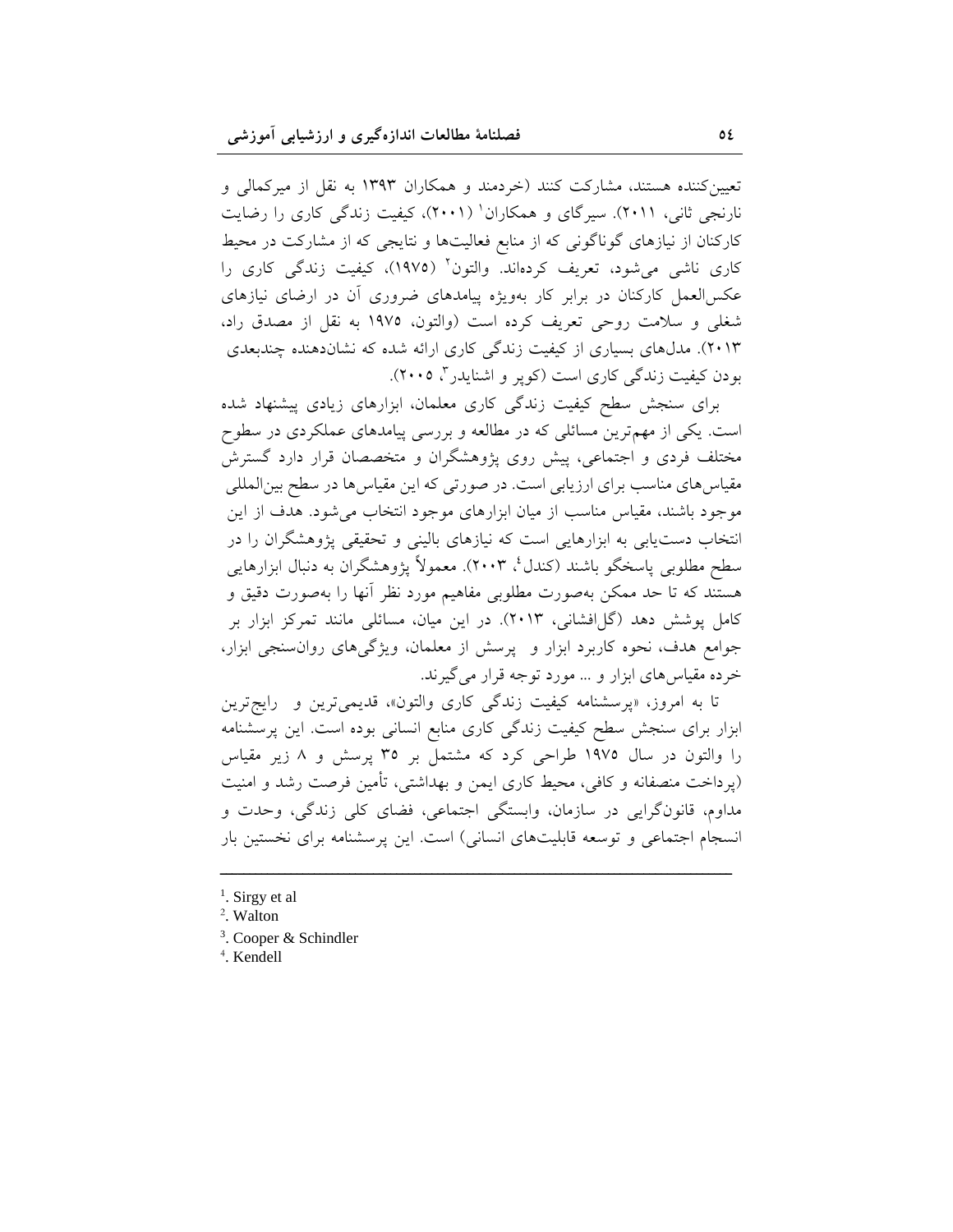تعیین‌کننده هستند، مشارکت کنند (خردمند و همکاران ۱۳۹۳ به نقل از میرکمالی و نارنجی ثانی، ۲۰۱۱). سیرگای و همکاران[1] (۲۰۰۱)، کیفیت زندگی کاری را رضایت کارکنان از نیازهای گوناگونی که از منابع فعالیت‌ها و نتایجی که از مشارکت در محیط کاری ناشی می‌شود، تعریف کرده‌اند. والتون[2] (۱۹۷۵)، کیفیت زندگی کاری را عکس‌العمل کارکنان در برابر کار به‌ویژه پیامدهای ضروری آن در ارضای نیازهای شغلی و سلامت روحی تعریف کرده است (والتون، ۱۹۷۵ به نقل از مصدق راد، ۲۰۱۳). مدل‌های بسیاری از کیفیت زندگی کاری ارائه شده که نشان‌دهنده چندبعدی بودن کیفیت زندگی کاری است (کوپر و اشنایدر[3]، ۲۰۰۵).

برای سنجش سطح کیفیت زندگی کاری معلمان، ابزارهای زیادی پیشنهاد شده است. یکی از مهم‌ترین مسائلی که در مطالعه و بررسی پیامدهای عملکردی در سطوح مختلف فردی و اجتماعی، پیش روی پژوهشگران و متخصصان قرار دارد گسترش مقیاس‌های مناسب برای ارزیابی است. در صورتی که این مقیاس‌ها در سطح بین‌المللی موجود باشند، مقیاس مناسب از میان ابزارهای موجود انتخاب می‌شود. هدف از این انتخاب دست‌یابی به ابزارهایی است که نیازهای بالینی و تحقیقی پژوهشگران را در سطح مطلوبی پاسخگو باشند (کندل[4]، ۲۰۰۳). معمولاً پژوهشگران به دنبال ابزارهایی هستند که تا حد ممکن به‌صورت مطلوبی مفاهیم مورد نظر آنها را به‌صورت دقیق و کامل پوشش دهد (گل‌افشانی، ۲۰۱۳). در این میان، مسائلی مانند تمرکز ابزار بر جوامع هدف، نحوه کاربرد ابزار و پرسش از معلمان، ویژگی‌های روان‌سنجی ابزار، خرده مقیاس‌های ابزار و ... مورد توجه قرار می‌گیرند.

تا به امروز، «پرسشنامه کیفیت زندگی کاری والتون»، قدیمی‌ترین و رایج‌ترین ابزار برای سنجش سطح کیفیت زندگی کاری منابع انسانی بوده است. این پرسشنامه را والتون در سال ۱۹۷۵ طراحی کرد که مشتمل بر ۳۵ پرسش و ۸ زیر مقیاس (پرداخت منصفانه و کافی، محیط کاری ایمن و بهداشتی، تأمین فرصت رشد و امنیت مداوم، قانون‌گرایی در سازمان، وابستگی اجتماعی، فضای کلی زندگی، وحدت و انسجام اجتماعی و توسعه قابلیت‌های انسانی) است. این پرسشنامه برای نخستین بار

---

[1]. Sirgy et al
[2]. Walton
[3]. Cooper & Schindler
[4]. Kendell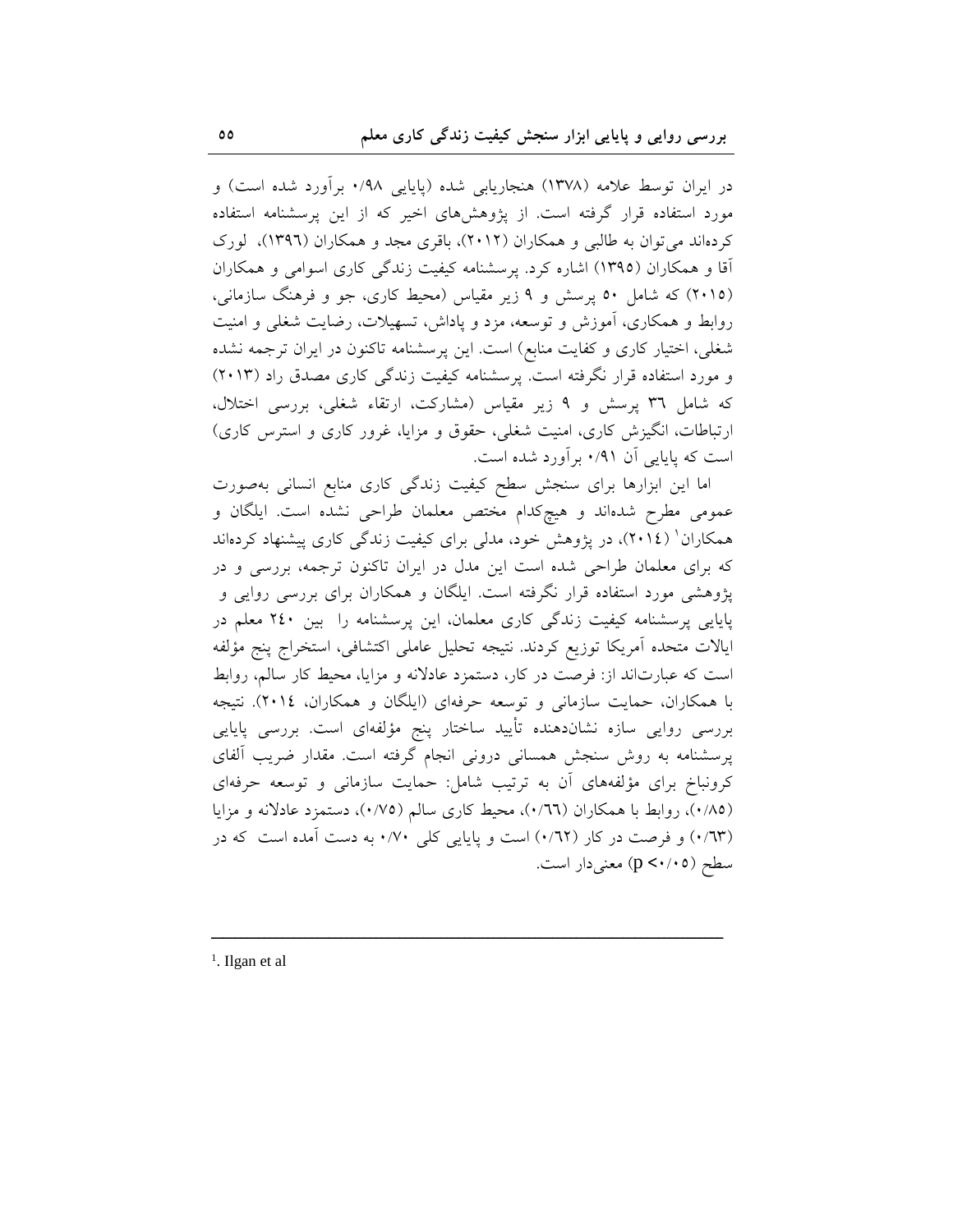در ایران توسط علامه (۱۳۷۸) هنجاریابی شده (پایایی ۰/۹۸ برآورد شده است) و مورد استفاده قرار گرفته است. از پژوهش‌های اخیر که از این پرسشنامه استفاده کرده‌اند می‌توان به طالبی و همکاران (۲۰۱۲)، باقری مجد و همکاران (۱۳۹٦)، لورک آقا و همکاران (۱۳۹۵) اشاره کرد. پرسشنامه کیفیت زندگی کاری اسوامی و همکاران (۲۰۱۵) که شامل ۵۰ پرسش و ۹ زیر مقیاس (محیط کاری، جو و فرهنگ سازمانی، روابط و همکاری، آموزش و توسعه، مزد و پاداش، تسهیلات، رضایت شغلی و امنیت شغلی، اختیار کاری و کفایت منابع) است. این پرسشنامه تاکنون در ایران ترجمه نشده و مورد استفاده قرار نگرفته است. پرسشنامه کیفیت زندگی کاری مصدق راد (۲۰۱۳) که شامل ۳٦ پرسش و ۹ زیر مقیاس (مشارکت، ارتقاء شغلی، بررسی اختلال، ارتباطات، انگیزش کاری، امنیت شغلی، حقوق و مزایا، غرور کاری و استرس کاری) است که پایایی آن ۰/۹۱ برآورد شده است.

اما این ابزارها برای سنجش سطح کیفیت زندگی کاری منابع انسانی به‌صورت عمومی مطرح شده‌اند و هیچ‌کدام مختص معلمان طراحی نشده است. ایلگان و همکاران[1] (۲۰۱٤)، در پژوهش خود، مدلی برای کیفیت زندگی کاری پیشنهاد کرده‌اند که برای معلمان طراحی شده است این مدل در ایران تاکنون ترجمه، بررسی و در پژوهشی مورد استفاده قرار نگرفته است. ایلگان و همکاران برای بررسی روایی و پایایی پرسشنامه کیفیت زندگی کاری معلمان، این پرسشنامه را بین ۲٤۰ معلم در ایالات متحده آمریکا توزیع کردند. نتیجه تحلیل عاملی اکتشافی، استخراج پنج مؤلفه است که عبارت‌اند از: فرصت در کار، دستمزد عادلانه و مزایا، محیط کار سالم، روابط با همکاران، حمایت سازمانی و توسعه حرفه‌ای (ایلگان و همکاران، ۲۰۱٤). نتیجه بررسی روایی سازه نشان‌دهنده تأیید ساختار پنج مؤلفه‌ای است. بررسی پایایی پرسشنامه به روش سنجش همسانی درونی انجام گرفته است. مقدار ضریب آلفای کرونباخ برای مؤلفه‌های آن به ترتیب شامل: حمایت سازمانی و توسعه حرفه‌ای (۰/۸۵)، روابط با همکاران (۰/٦٦)، محیط کاری سالم (۰/۷۵)، دستمزد عادلانه و مزایا (۰/٦۳) و فرصت در کار (۰/٦۲) است و پایایی کلی ۰/۷۰ به دست آمده است که در سطح ($p<0.05$) معنی‌دار است.

---

[1]. Ilgan et al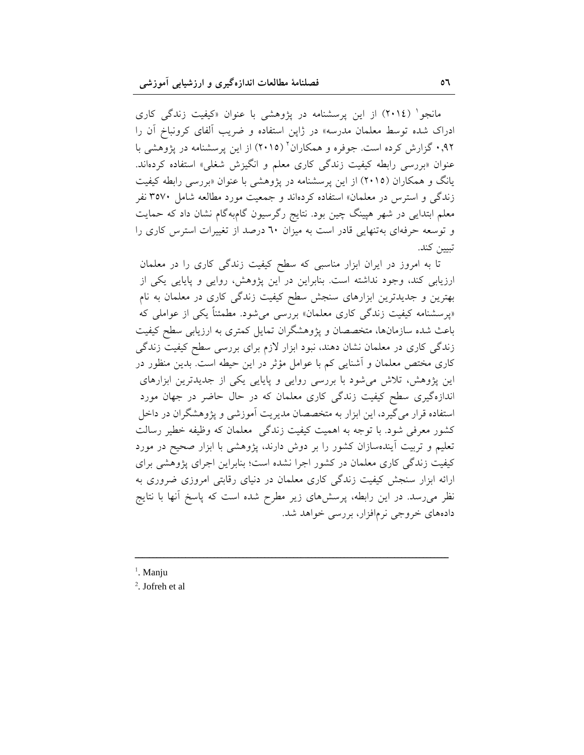مانجو[1] (۲۰۱٤) از این پرسشنامه در پژوهشی با عنوان «کیفیت زندگی کاری ادراک شده توسط معلمان مدرسه» در ژاپن استفاده و ضریب آلفای کرونباخ آن را ۰٫۹۲ گزارش کرده است. جوفره و همکاران[2] (۲۰۱۵) از این پرسشنامه در پژوهشی با عنوان «بررسی رابطه کیفیت زندگی کاری معلم و انگیزش شغلی» استفاده کرده‌اند. یانگ و همکاران (۲۰۱۵) از این پرسشنامه در پژوهشی با عنوان «بررسی رابطه کیفیت زندگی و استرس در معلمان» استفاده کرده‌اند و جمعیت مورد مطالعه شامل ۳۵۷۰ نفر معلم ابتدایی در شهر هیبنگ چین بود. نتایج رگرسیون گام‌به‌گام نشان داد که حمایت و توسعه حرفه‌ای به‌تنهایی قادر است به میزان ٦۰ درصد از تغییرات استرس کاری را تبیین کند.

تا به امروز در ایران ابزار مناسبی که سطح کیفیت زندگی کاری را در معلمان ارزیابی کند، وجود نداشته است. بنابراین در این پژوهش، روایی و پایایی یکی از بهترین و جدیدترین ابزارهای سنجش سطح کیفیت زندگی کاری در معلمان به نام «پرسشنامه کیفیت زندگی کاری معلمان» بررسی می‌شود. مطمئناً یکی از عواملی که باعث شده سازمان‌ها، متخصصان و پژوهشگران تمایل کمتری به ارزیابی سطح کیفیت زندگی کاری در معلمان نشان دهند، نبود ابزار لازم برای بررسی سطح کیفیت زندگی کاری مختص معلمان و آشنایی کم با عوامل مؤثر در این حیطه است. بدین منظور در این پژوهش، تلاش می‌شود با بررسی روایی و پایایی یکی از جدیدترین ابزارهای اندازه‌گیری سطح کیفیت زندگی کاری معلمان که در حال حاضر در جهان مورد استفاده قرار می‌گیرد، این ابزار به متخصصان مدیریت آموزشی و پژوهشگران در داخل کشور معرفی شود. با توجه به اهمیت کیفیت زندگی معلمان که وظیفه خطیر رسالت تعلیم و تربیت آینده‌سازان کشور را بر دوش دارند، پژوهشی با ابزار صحیح در مورد کیفیت زندگی کاری معلمان در کشور اجرا نشده است؛ بنابراین اجرای پژوهشی برای ارائه ابزار سنجش کیفیت زندگی کاری معلمان در دنیای رقابتی امروزی ضروری به نظر می‌رسد. در این رابطه، پرسش‌های زیر مطرح شده است که پاسخ آنها با نتایج داده‌های خروجی نرم‌افزار، بررسی خواهد شد.

---

[1]. Manju

[2]. Jofreh et al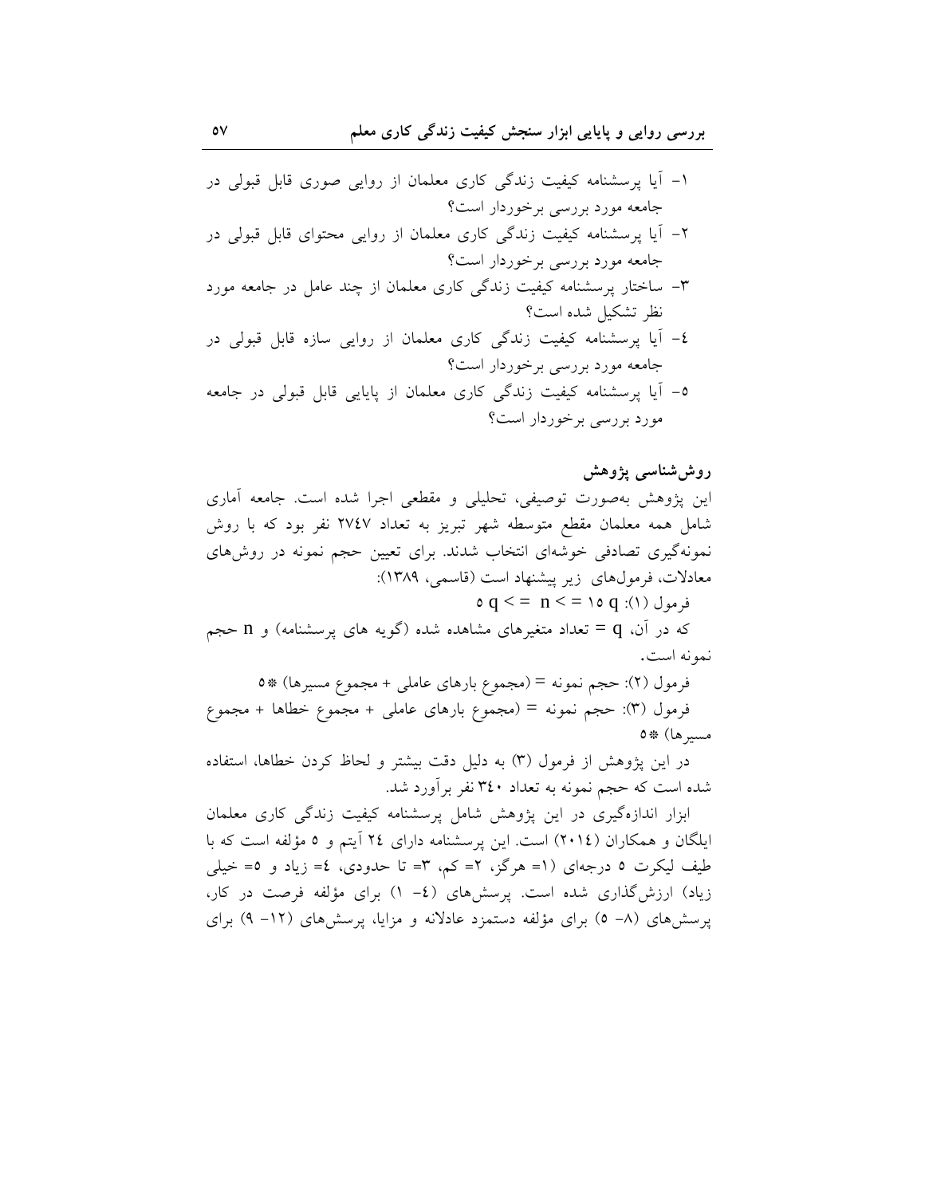۱- آیا پرسشنامه کیفیت زندگی کاری معلمان از روایی صوری قابل قبولی در جامعه مورد بررسی برخوردار است؟

۲- آیا پرسشنامه کیفیت زندگی کاری معلمان از روایی محتوای قابل قبولی در جامعه مورد بررسی برخوردار است؟

۳- ساختار پرسشنامه کیفیت زندگی کاری معلمان از چند عامل در جامعه مورد نظر تشکیل شده است؟

٤- آیا پرسشنامه کیفیت زندگی کاری معلمان از روایی سازه قابل قبولی در جامعه مورد بررسی برخوردار است؟

٥- آیا پرسشنامه کیفیت زندگی کاری معلمان از پایایی قابل قبولی در جامعه مورد بررسی برخوردار است؟

## روش‌شناسی پژوهش

این پژوهش به‌صورت توصیفی، تحلیلی و مقطعی اجرا شده است. جامعه آماری شامل همه معلمان مقطع متوسطه شهر تبریز به تعداد ۲۷٤۷ نفر بود که با روش نمونه‌گیری تصادفی خوشه‌ای انتخاب شدند. برای تعیین حجم نمونه در روش‌های معادلات، فرمول‌های زیر پیشنهاد است (قاسمی، ۱۳۸۹):

فرمول (۱): $5q <= n <= 15q$

که در آن، $q$ = تعداد متغیرهای مشاهده شده (گویه های پرسشنامه) و $n$ حجم نمونه است.

فرمول (۲): حجم نمونه = (مجموع بارهای عاملی + مجموع مسیرها) \*۵

فرمول (۳): حجم نمونه = (مجموع بارهای عاملی + مجموع خطاها + مجموع مسیرها) \*۵

در این پژوهش از فرمول (۳) به دلیل دقت بیشتر و لحاظ کردن خطاها، استفاده شده است که حجم نمونه به تعداد ۳٤۰ نفر برآورد شد.

ابزار اندازه‌گیری در این پژوهش شامل پرسشنامه کیفیت زندگی کاری معلمان ایلگان و همکاران (۲۰۱٤) است. این پرسشنامه دارای ۲٤ آیتم و ٥ مؤلفه است که با طیف لیکرت ٥ درجه‌ای (۱= هرگز، ۲= کم، ۳= تا حدودی، ٤= زیاد و ٥= خیلی زیاد) ارزش‌گذاری شده است. پرسش‌های (٤- ۱) برای مؤلفه فرصت در کار، پرسش‌های (۸- ٥) برای مؤلفه دستمزد عادلانه و مزایا، پرسش‌های (۱۲- ۹) برای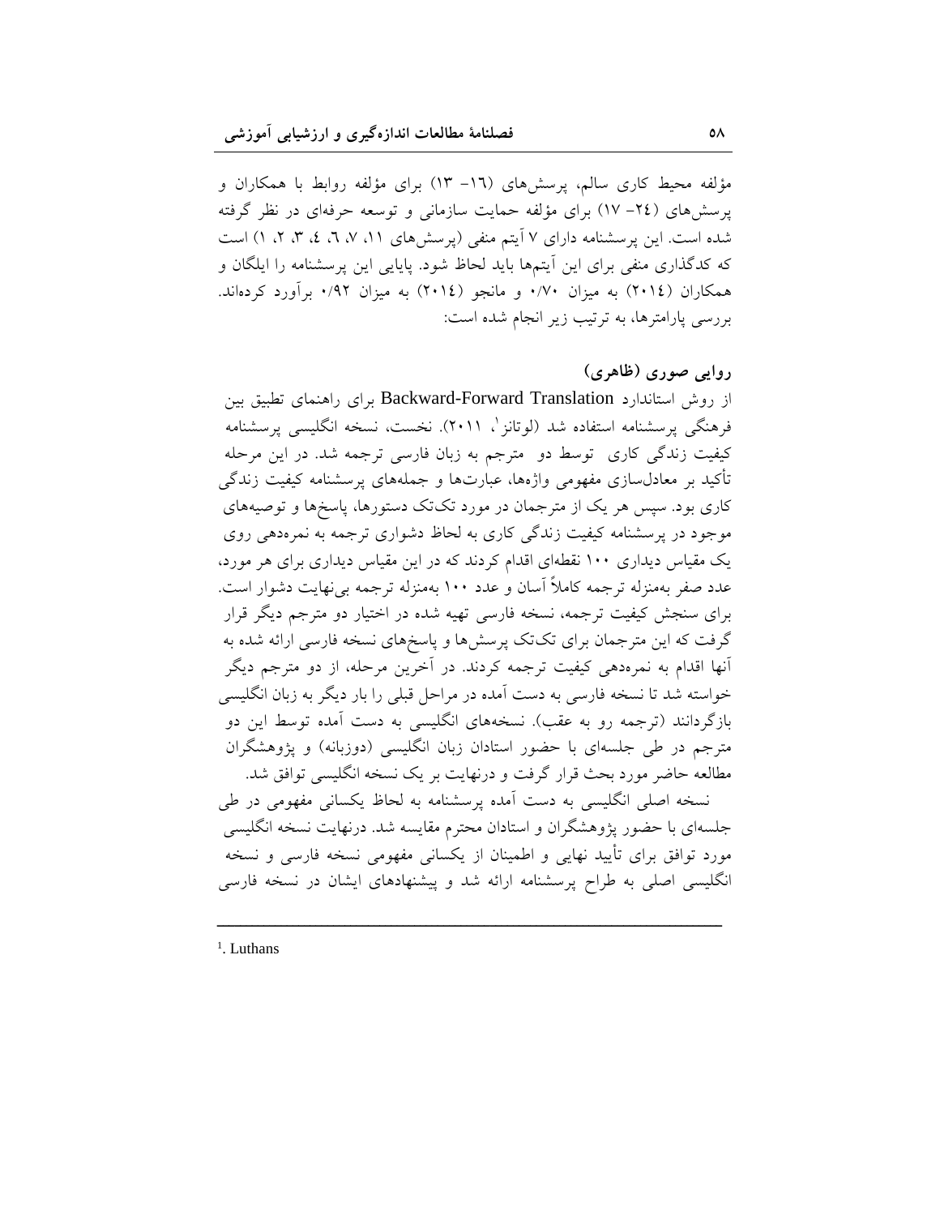مؤلفه محیط کاری سالم، پرسش‌های (۱۶– ۱۳) برای مؤلفه روابط با همکاران و پرسش‌های (۲۴– ۱۷) برای مؤلفه حمایت سازمانی و توسعه حرفه‌ای در نظر گرفته شده است. این پرسشنامه دارای ۷ آیتم منفی (پرسش‌های ۱۱، ۷، ٦، ٤، ۳، ۲، ۱) است که کدگذاری منفی برای این آیتم‌ها باید لحاظ شود. پایایی این پرسشنامه را ایلگان و همکاران (۲۰۱٤) به میزان ۰/۷۰ و مانجو (۲۰۱٤) به میزان ۰/۹۲ برآورد کرده‌اند. بررسی پارامترها، به ترتیب زیر انجام شده است:

### روایی صوری (ظاهری)

از روش استاندارد Backward-Forward Translation برای راهنمای تطبیق بین فرهنگی پرسشنامه استفاده شد (لوتانز[1]، ۲۰۱۱). نخست، نسخه انگلیسی پرسشنامه کیفیت زندگی کاری توسط دو مترجم به زبان فارسی ترجمه شد. در این مرحله تأکید بر معادل‌سازی مفهومی واژه‌ها، عبارت‌ها و جمله‌های پرسشنامه کیفیت زندگی کاری بود. سپس هر یک از مترجمان در مورد تک‌تک دستورها، پاسخ‌ها و توصیه‌های موجود در پرسشنامه کیفیت زندگی کاری به لحاظ دشواری ترجمه به نمره‌دهی روی یک مقیاس دیداری ۱۰۰ نقطه‌ای اقدام کردند که در این مقیاس دیداری برای هر مورد، عدد صفر به‌منزله ترجمه کاملاً آسان و عدد ۱۰۰ به‌منزله ترجمه بی‌نهایت دشوار است. برای سنجش کیفیت ترجمه، نسخه فارسی تهیه شده در اختیار دو مترجم دیگر قرار گرفت که این مترجمان برای تک‌تک پرسش‌ها و پاسخ‌های نسخه فارسی ارائه شده به آنها اقدام به نمره‌دهی کیفیت ترجمه کردند. در آخرین مرحله، از دو مترجم دیگر خواسته شد تا نسخه فارسی به دست آمده در مراحل قبلی را بار دیگر به زبان انگلیسی بازگردانند (ترجمه رو به عقب). نسخه‌های انگلیسی به دست آمده توسط این دو مترجم در طی جلسه‌ای با حضور استادان زبان انگلیسی (دوزبانه) و پژوهشگران مطالعه حاضر مورد بحث قرار گرفت و درنهایت بر یک نسخه انگلیسی توافق شد.

نسخه اصلی انگلیسی به دست آمده پرسشنامه به لحاظ یکسانی مفهومی در طی جلسه‌ای با حضور پژوهشگران و استادان محترم مقایسه شد. درنهایت نسخه انگلیسی مورد توافق برای تأیید نهایی و اطمینان از یکسانی مفهومی نسخه فارسی و نسخه انگلیسی اصلی به طراح پرسشنامه ارائه شد و پیشنهادهای ایشان در نسخه فارسی

---

[1]. Luthans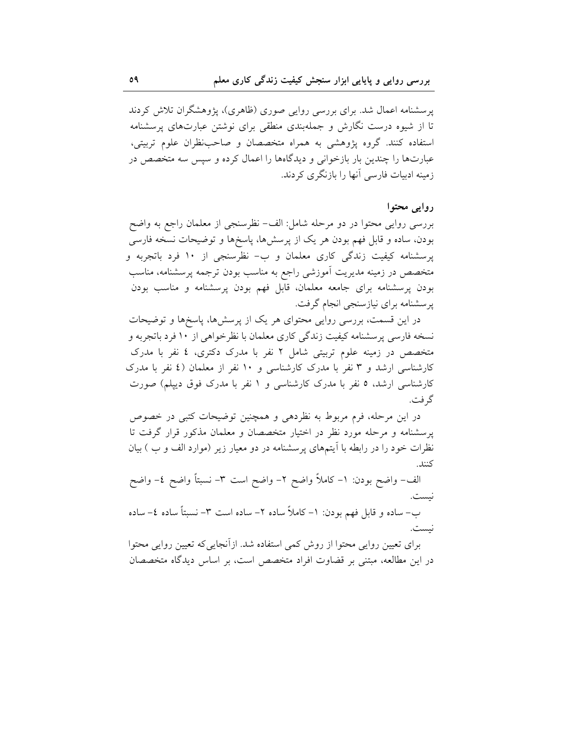پرسشنامه اعمال شد. برای بررسی روایی صوری (ظاهری)، پژوهشگران تلاش کردند تا از شیوه درست نگارش و جمله‌بندی منطقی برای نوشتن عبارت‌های پرسشنامه استفاده کنند. گروه پژوهشی به همراه متخصصان و صاحب‌نظران علوم تربیتی، عبارت‌ها را چندین بار بازخوانی و دیدگاه‌ها را اعمال کرده و سپس سه متخصص در زمینه ادبیات فارسی آنها را بازنگری کردند.

### روایی محتوا

بررسی روایی محتوا در دو مرحله شامل: الف- نظرسنجی از معلمان راجع به واضح بودن، ساده و قابل فهم بودن هر یک از پرسش‌ها، پاسخ‌ها و توضیحات نسخه فارسی پرسشنامه کیفیت زندگی کاری معلمان و ب- نظرسنجی از ۱۰ فرد باتجربه و متخصص در زمینه مدیریت آموزشی راجع به مناسب بودن ترجمه پرسشنامه، مناسب بودن پرسشنامه برای جامعه معلمان، قابل فهم بودن پرسشنامه و مناسب بودن پرسشنامه برای نیازسنجی انجام گرفت.

در این قسمت، بررسی روایی محتوای هر یک از پرسش‌ها، پاسخ‌ها و توضیحات نسخه فارسی پرسشنامه کیفیت زندگی کاری معلمان با نظرخواهی از ۱۰ فرد باتجربه و متخصص در زمینه علوم تربیتی شامل ۲ نفر با مدرک دکتری، ٤ نفر با مدرک کارشناسی ارشد و ۳ نفر با مدرک کارشناسی و ۱۰ نفر از معلمان (٤ نفر با مدرک کارشناسی ارشد، ۵ نفر با مدرک کارشناسی و ۱ نفر با مدرک فوق دیپلم) صورت گرفت.

در این مرحله، فرم مربوط به نظردهی و همچنین توضیحات کتبی در خصوص پرسشنامه و مرحله مورد نظر در اختیار متخصصان و معلمان مذکور قرار گرفت تا نظرات خود را در رابطه با آیتم‌های پرسشنامه در دو معیار زیر (موارد الف و ب ) بیان کنند.

الف- واضح بودن: ۱- کاملاً واضح ۲- واضح است ۳- نسبتاً واضح ٤- واضح نیست.

ب- ساده و قابل فهم بودن: ۱- کاملاً ساده ۲- ساده است ۳- نسبتاً ساده ٤- ساده نیست.

برای تعیین روایی محتوا از روش کمی استفاده شد. ازآنجایی‌که تعیین روایی محتوا در این مطالعه، مبتنی بر قضاوت افراد متخصص است، بر اساس دیدگاه متخصصان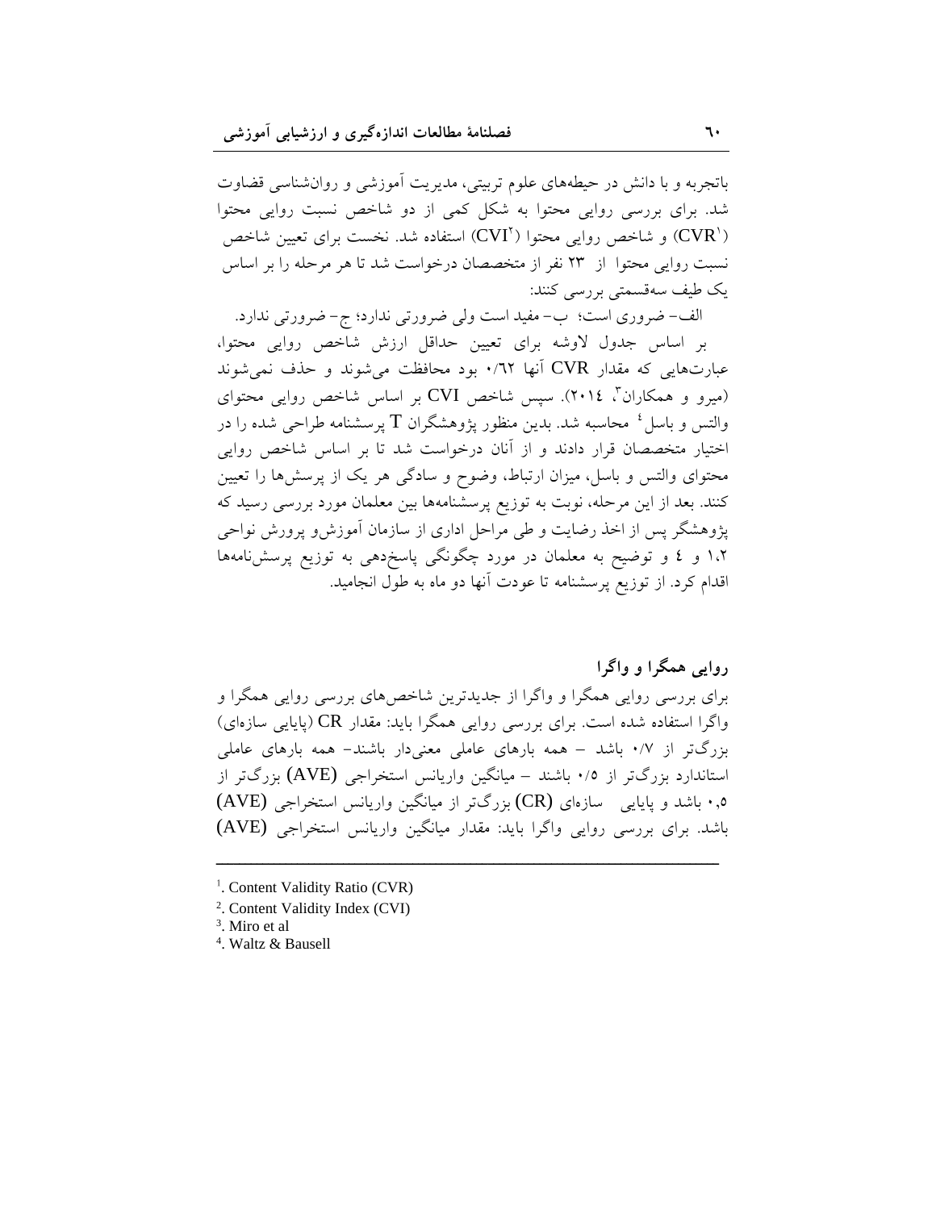باتجربه و با دانش در حیطه‌های علوم تربیتی، مدیریت آموزشی و روان‌شناسی قضاوت شد. برای بررسی روایی محتوا به شکل کمی از دو شاخص نسبت روایی محتوا (CVR[1]) و شاخص روایی محتوا (CVI[2]) استفاده شد. نخست برای تعیین شاخص نسبت روایی محتوا از ۲۳ نفر از متخصصان درخواست شد تا هر مرحله را بر اساس یک طیف سه‌قسمتی بررسی کنند:

الف- ضروری است؛ ب- مفید است ولی ضرورتی ندارد؛ ج- ضرورتی ندارد.

بر اساس جدول لاوشه برای تعیین حداقل ارزش شاخص روایی محتوا، عبارت‌هایی که مقدار CVR آنها ۰/۶۲ بود محافظت می‌شوند و حذف نمی‌شوند (میرو و همکاران[3]، ۲۰۱۴). سپس شاخص CVI بر اساس شاخص روایی محتوای والتس و باسل[4] محاسبه شد. بدین منظور پژوهشگران T پرسشنامه طراحی شده را در اختیار متخصصان قرار دادند و از آنان درخواست شد تا بر اساس شاخص روایی محتوای والتس و باسل، میزان ارتباط، وضوح و سادگی هر یک از پرسش‌ها را تعیین کنند. بعد از این مرحله، نوبت به توزیع پرسشنامه‌ها بین معلمان مورد بررسی رسید که پژوهشگر پس از اخذ رضایت و طی مراحل اداری از سازمان آموزش‌و پرورش نواحی ۱،۲ و ٤ و توضیح به معلمان در مورد چگونگی پاسخ‌دهی به توزیع پرسش‌نامه‌ها اقدام کرد. از توزیع پرسشنامه تا عودت آنها دو ماه به طول انجامید.

### روایی همگرا و واگرا

برای بررسی روایی همگرا و واگرا از جدیدترین شاخص‌های بررسی روایی همگرا و واگرا استفاده شده است. برای بررسی روایی همگرا باید: مقدار CR (پایایی سازه‌ای) بزرگ‌تر از ۰/۷ باشد - همه بارهای عاملی معنی‌دار باشند- همه بارهای عاملی استاندارد بزرگ‌تر از ۰/۵ باشند - میانگین واریانس استخراجی (AVE) بزرگ‌تر از ۰،۵ باشد و پایایی سازه‌ای (CR) بزرگ‌تر از میانگین واریانس استخراجی (AVE) باشد. برای بررسی روایی واگرا باید: مقدار میانگین واریانس استخراجی (AVE)

---

[1]. Content Validity Ratio (CVR)

[2]. Content Validity Index (CVI)

[3]. Miro et al

[4]. Waltz & Bausell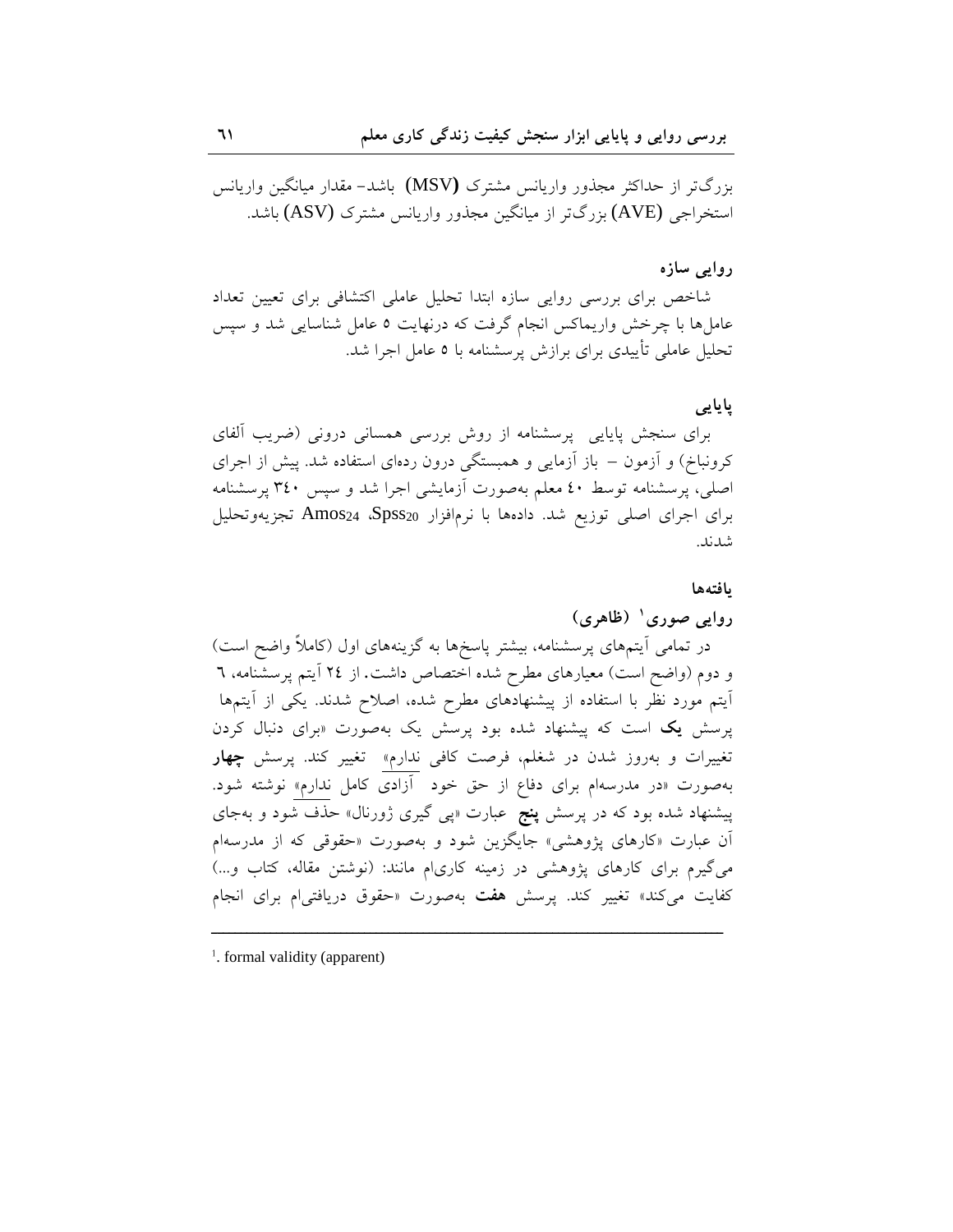بزرگ‌تر از حداکثر مجذور واریانس مشترک **(MSV)** باشد- مقدار میانگین واریانس استخراجی (AVE) بزرگ‌تر از میانگین مجذور واریانس مشترک (ASV) باشد.

### روایی سازه

شاخص برای بررسی روایی سازه ابتدا تحلیل عاملی اکتشافی برای تعیین تعداد عامل‌ها با چرخش واریماکس انجام گرفت که درنهایت ۵ عامل شناسایی شد و سپس تحلیل عاملی تأییدی برای برازش پرسشنامه با ۵ عامل اجرا شد.

### پایایی

برای سنجش پایایی پرسشنامه از روش بررسی همسانی درونی (ضریب آلفای کرونباخ) و آزمون – باز آزمایی و همبستگی درون رده‌ای استفاده شد. پیش از اجرای اصلی، پرسشنامه توسط ٤٠ معلم به‌صورت آزمایشی اجرا شد و سپس ٣٤٠ پرسشنامه برای اجرای اصلی توزیع شد. داده‌ها با نرم‌افزار $Spss_{20}$، $Amos_{24}$ تجزیه‌وتحلیل شدند.

## یافته‌ها

### روایی صوری[1] (ظاهری)

در تمامی آیتم‌های پرسشنامه، بیشتر پاسخ‌ها به گزینه‌های اول (کاملاً واضح است) و دوم (واضح است) معیارهای مطرح شده اختصاص داشت. از ٢٤ آیتم پرسشنامه، ٦ آیتم مورد نظر با استفاده از پیشنهادهای مطرح شده، اصلاح شدند. یکی از آیتم‌ها پرسش **یک** است که پیشنهاد شده بود پرسش یک به‌صورت «برای دنبال کردن تغییرات و به‌روز شدن در شغلم، فرصت کافی ندارم» تغییر کند. پرسش **چهار** به‌صورت «در مدرسه‌ام برای دفاع از حق خود آزادی کامل ندارم» نوشته شود. پیشنهاد شده بود که در پرسش **پنج** عبارت «پی گیری ژورنال» حذف شود و به‌جای آن عبارت «کارهای پژوهشی» جایگزین شود و به‌صورت «حقوقی که از مدرسه‌ام می‌گیرم برای کارهای پژوهشی در زمینه کاری‌ام مانند: (نوشتن مقاله، کتاب و...) کفایت می‌کند» تغییر کند. پرسش **هفت** به‌صورت «حقوق دریافتی‌ام برای انجام

---

[1]. formal validity (apparent)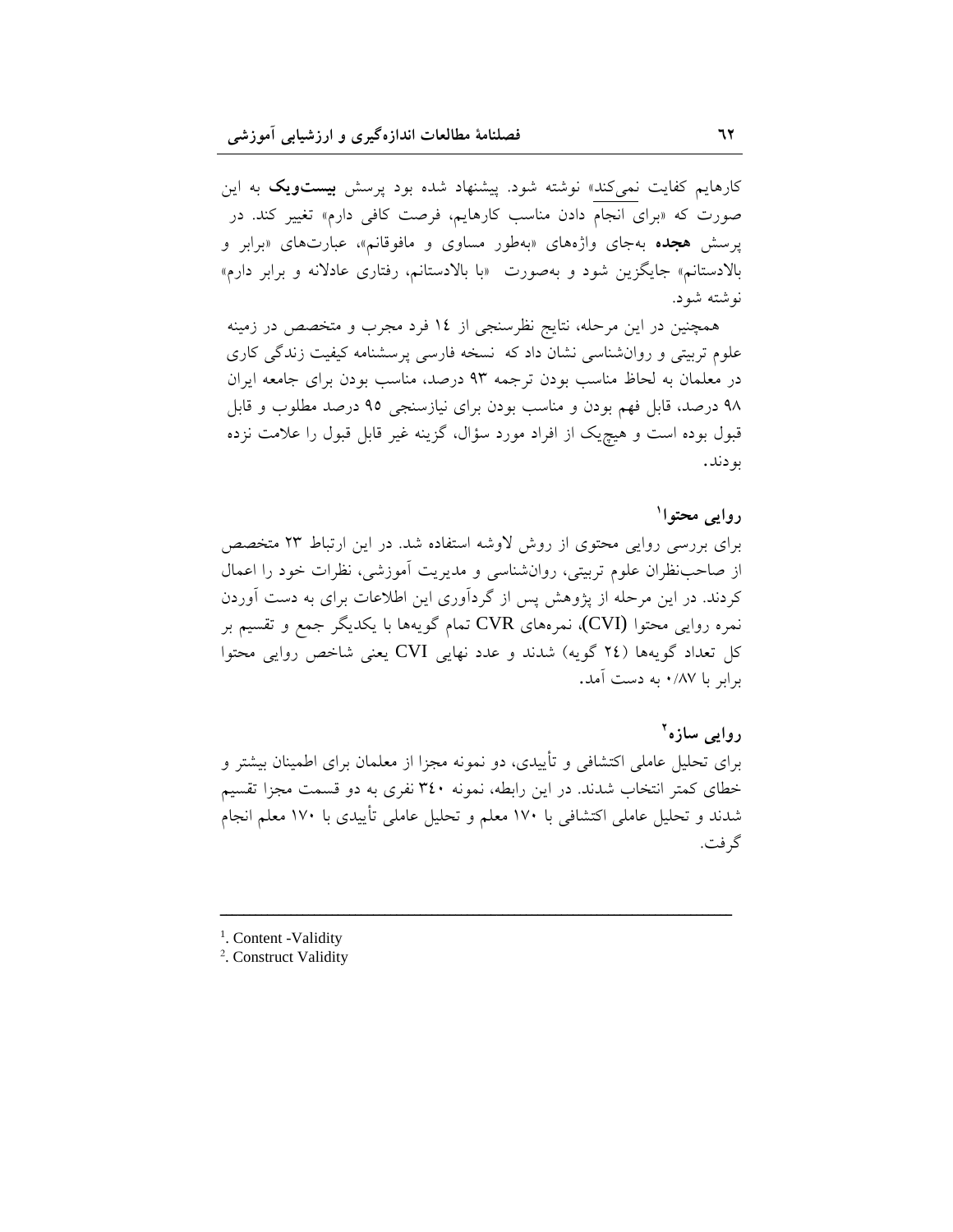کارهایم کفایت نمی‌کند» نوشته شود. پیشنهاد شده بود پرسش **بیست‌ویک** به این صورت که «برای انجام دادن مناسب کارهایم، فرصت کافی دارم» تغییر کند. در پرسش **هجده** به‌جای واژه‌های «به‌طور مساوی و مافوقانم»، عبارت‌های «برابر و بالادستانم» جایگزین شود و به‌صورت «با بالادستانم، رفتاری عادلانه و برابر دارم» نوشته شود.

همچنین در این مرحله، نتایج نظرسنجی از ۱۴ فرد مجرب و متخصص در زمینه علوم تربیتی و روان‌شناسی نشان داد که نسخه فارسی پرسشنامه کیفیت زندگی کاری در معلمان به لحاظ مناسب بودن ترجمه ۹۳ درصد، مناسب بودن برای جامعه ایران ۹۸ درصد، قابل فهم بودن و مناسب بودن برای نیازسنجی ۹۵ درصد مطلوب و قابل قبول بوده است و هیچ‌یک از افراد مورد سؤال، گزینه غیر قابل قبول را علامت نزده بودند.

### روایی محتوا[1]

برای بررسی روایی محتوی از روش لاوشه استفاده شد. در این ارتباط ۲۳ متخصص از صاحب‌نظران علوم تربیتی، روان‌شناسی و مدیریت آموزشی، نظرات خود را اعمال کردند. در این مرحله از پژوهش پس از گردآوری این اطلاعات برای به دست آوردن نمره روایی محتوا (CVI)، نمره‌های CVR تمام گویه‌ها با یکدیگر جمع و تقسیم بر کل تعداد گویه‌ها (۲۴ گویه) شدند و عدد نهایی CVI یعنی شاخص روایی محتوا برابر با ۰/۸۷ به دست آمد.

### روایی سازه[2]

برای تحلیل عاملی اکتشافی و تأییدی، دو نمونه مجزا از معلمان برای اطمینان بیشتر و خطای کمتر انتخاب شدند. در این رابطه، نمونه ۳۴۰ نفری به دو قسمت مجزا تقسیم شدند و تحلیل عاملی اکتشافی با ۱۷۰ معلم و تحلیل عاملی تأییدی با ۱۷۰ معلم انجام گرفت.

---

[1]. Content -Validity

[2]. Construct Validity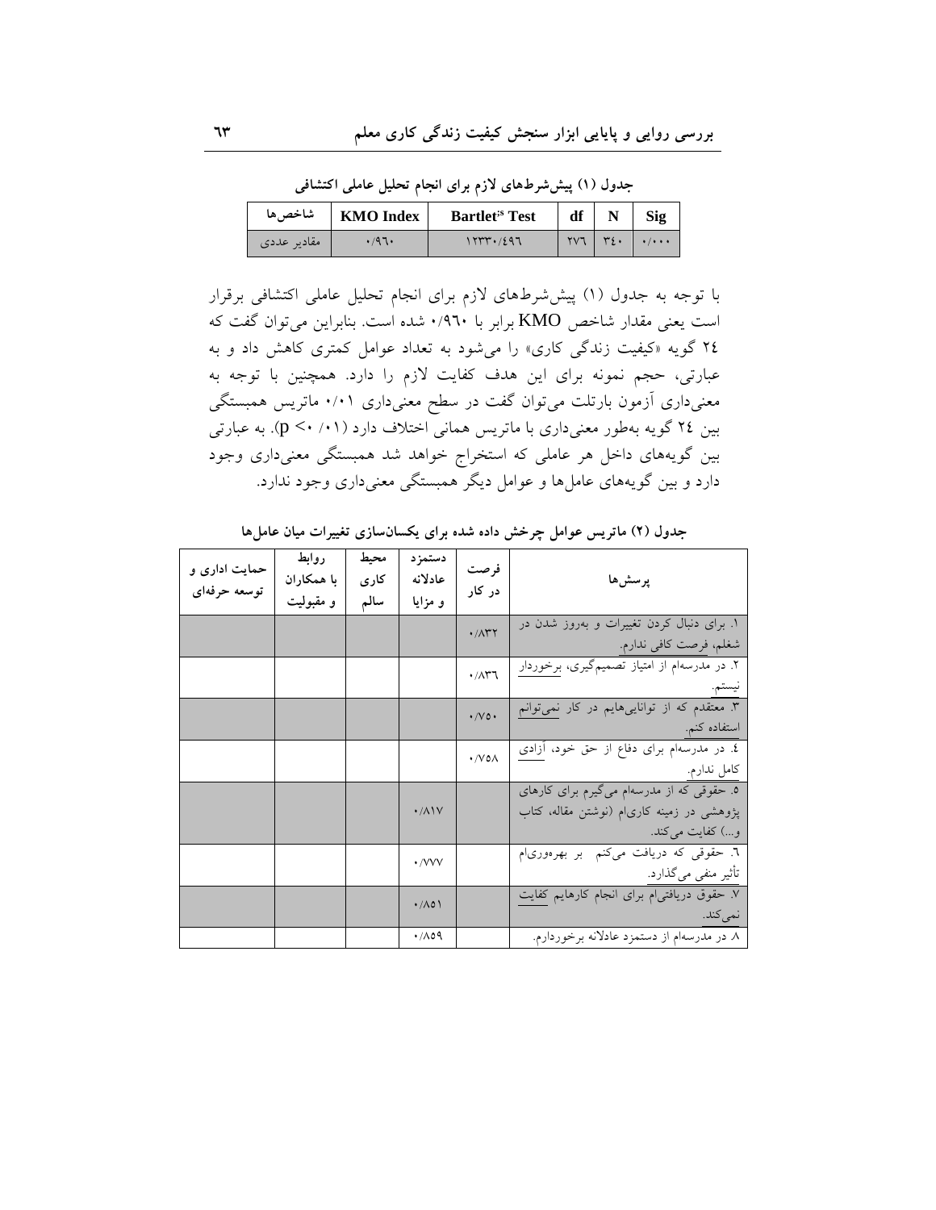**جدول (۱) پیش‌شرط‌های لازم برای انجام تحلیل عاملی اکتشافی**

| شاخص‌ها | KMO Index | Bartlet's Test | df | N | Sig |
|---|---|---|---|---|---|
| مقادیر عددی | ۰/۹۶۰ | ۱۲۳۳۰/۴۹۶ | ۲۷۶ | ۳۴۰ | ۰/۰۰۰ |

با توجه به جدول (۱) پیش‌شرط‌های لازم برای انجام تحلیل عاملی اکتشافی برقرار است یعنی مقدار شاخص KMO برابر با ۰/۹۶۰ شده است. بنابراین می‌توان گفت که ۲۴ گویه «کیفیت زندگی کاری» را می‌شود به تعداد عوامل کمتری کاهش داد و به عبارتی، حجم نمونه برای این هدف کفایت لازم را دارد. همچنین با توجه به معنی‌داری آزمون بارتلت می‌توان گفت در سطح معنی‌داری ۰/۰۱ ماتریس همبستگی بین ۲۴ گویه به‌طور معنی‌داری با ماتریس همانی اختلاف دارد ($p < 0/01$). به عبارتی بین گویه‌های داخل هر عاملی که استخراج خواهد شد همبستگی معنی‌داری وجود دارد و بین گویه‌های عامل‌ها و عوامل دیگر همبستگی معنی‌داری وجود ندارد.

**جدول (۲) ماتریس عوامل چرخش داده شده برای یکسان‌سازی تغییرات میان عامل‌ها**

| پرسش‌ها | فرصت در کار | دستمزد عادلانه و مزایا | محیط کاری سالم | روابط با همکاران و مقبولیت | حمایت اداری و توسعه حرفه‌ای |
|---|---|---|---|---|---|
| ۱. برای دنبال کردن تغییرات و به‌روز شدن در شغلم، فرصت کافی ندارم. | ۰/۸۳۲ | | | | |
| ۲. در مدرسه‌ام از امتیاز تصمیم‌گیری، برخوردار نیستم. | ۰/۸۳۶ | | | | |
| ۳. معتقدم که از توانایی‌هایم در کار نمی‌توانم استفاده کنم. | ۰/۷۵۰ | | | | |
| ۴. در مدرسه‌ام برای دفاع از حق خود، آزادی کامل ندارم. | ۰/۷۵۸ | | | | |
| ۵. حقوقی که از مدرسه‌ام می‌گیرم برای کارهای پژوهشی در زمینه کاری‌ام (نوشتن مقاله، کتاب و...) کفایت می‌کند. | | ۰/۸۱۷ | | | |
| ۶. حقوقی که دریافت می‌کنم بر بهره‌وری‌ام تأثیر منفی می‌گذارد. | | ۰/۷۷۷ | | | |
| ۷. حقوق دریافتی‌ام برای انجام کارهایم کفایت نمی‌کند. | | ۰/۸۵۱ | | | |
| ۸. در مدرسه‌ام از دستمزد عادلانه برخوردارم. | | ۰/۸۵۹ | | | |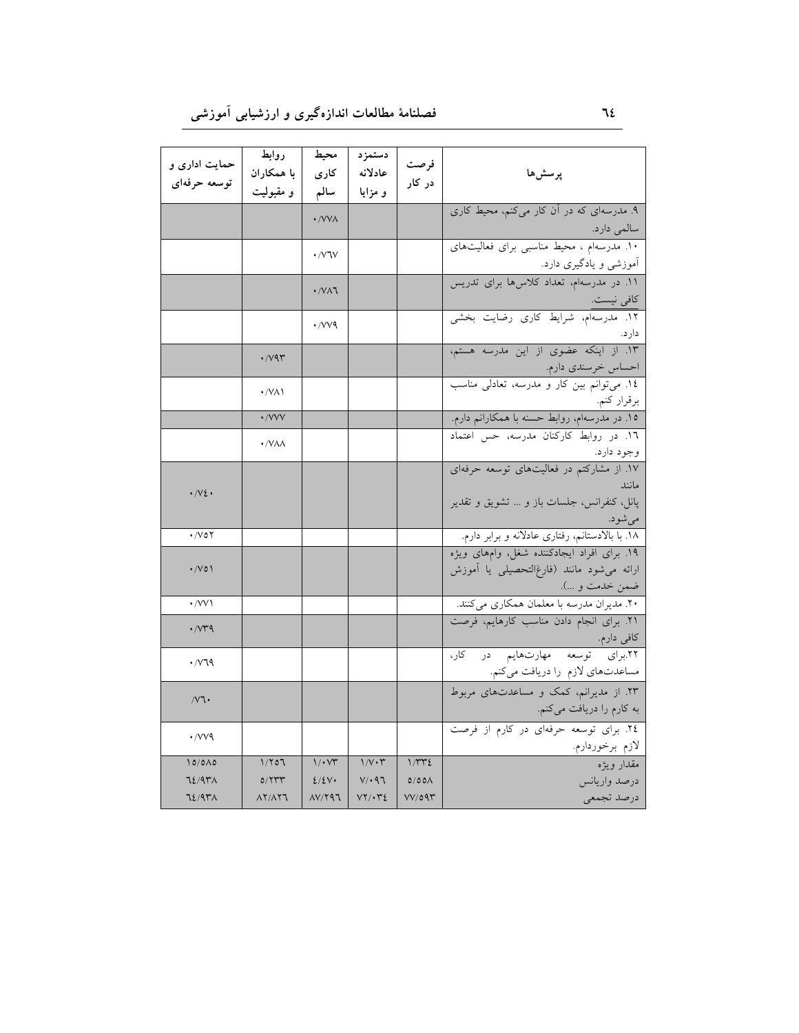| پرسش‌ها | فرصت در کار | دستمزد عادلانه و مزایا | محیط کاری سالم | روابط با همکاران و مقبولیت | حمایت اداری و توسعه حرفه‌ای |
|---|---|---|---|---|---|
| ۹. مدرسه‌ای که در آن کار می‌کنم، محیط کاری سالمی دارد. | | | ۰/۷۷۸ | | |
| ۱۰. مدرسه‌ام ، محیط مناسبی برای فعالیت‌های آموزشی و یادگیری دارد. | | | ۰/۷۶۷ | | |
| ۱۱. در مدرسه‌ام، تعداد کلاس‌ها برای تدریس کافی نیست. | | | ۰/۷۸۶ | | |
| ۱۲. مدرسه‌ام، شرایط کاری رضایت بخشی دارد. | | | ۰/۷۷۹ | | |
| ۱۳. از اینکه عضوی از این مدرسه هستم، احساس خرسندی دارم. | | | | ۰/۷۹۳ | |
| ۱۴. می‌توانم بین کار و مدرسه، تعادلی مناسب برقرار کنم. | | | | ۰/۷۸۱ | |
| ۱۵. در مدرسه‌ام، روابط حسنه با همکارانم دارم. | | | | ۰/۷۷۷ | |
| ۱۶. در روابط کارکنان مدرسه، حس اعتماد وجود دارد. | | | | ۰/۷۸۸ | |
| ۱۷. از مشارکتم در فعالیت‌های توسعه حرفه‌ای مانند پانل، کنفرانس، جلسات باز و ... تشویق و تقدیر می‌شود. | | | | | ۰/۷٤۰ |
| ۱۸. با بالادستانم، رفتاری عادلانه و برابر دارم. | | | | | ۰/۷۵۲ |
| ۱۹. برای افراد ایجادکننده شغل، وام‌های ویژه ارائه می‌شود مانند (فارغ‌التحصیلی یا آموزش ضمن خدمت و ...). | | | | | ۰/۷۵۱ |
| ۲۰. مدیران مدرسه با معلمان همکاری می‌کنند. | | | | | ۰/۷۷۱ |
| ۲۱. برای انجام دادن مناسب کارهایم، فرصت کافی دارم. | | | | | ۰/۷۳۹ |
| ۲۲.برای توسعه مهارت‌هایم در کار، مساعدت‌های لازم را دریافت می‌کنم. | | | | | ۰/۷۶۹ |
| ۲۳. از مدیرانم، کمک و مساعدت‌های مربوط به کارم را دریافت می‌کنم. | | | | | /۷۶۰ |
| ۲٤. برای توسعه حرفه‌ای در کارم از فرصت لازم برخوردارم. | | | | | ۰/۷۷۹ |
| مقدار ویژه | ۱/۳۳٤ | ۱/۷۰۳ | ۱/۰۷۳ | ۱/۲۵۶ | ۱۵/۵۸۵ |
| درصد واریانس | ۵/۵۵۸ | ۷/۰۹۶ | ٤/٤۷۰ | ۵/۲۳۳ | ٦٤/۹۳۸ |
| درصد تجمعی | ۷۷/۵۹۳ | ۷۲/۰۳٤ | ۸۷/۲۹٦ | ۸۲/۸۲٦ | ٦٤/۹۳۸ |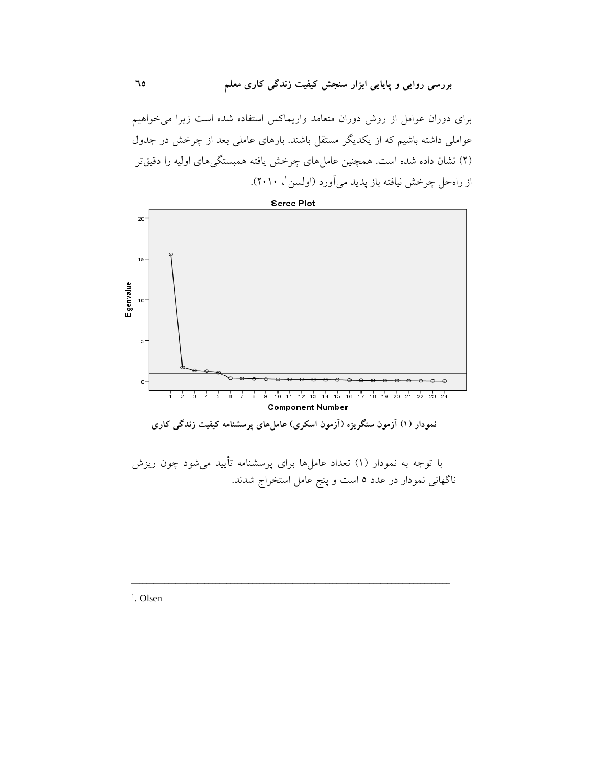برای دوران عوامل از روش دوران متعامد واریماکس استفاده شده است زیرا می‌خواهیم عواملی داشته باشیم که از یکدیگر مستقل باشند. بارهای عاملی بعد از چرخش در جدول (۲) نشان داده شده است. همچنین عامل‌های چرخش یافته همبستگی‌های اولیه را دقیق‌تر از راه‌حل چرخش نیافته باز پدید می‌آورد (اولسن[1]، ۲۰۱۰).

**نمودار (۱) آزمون سنگریزه (آزمون اسکری) عامل‌های پرسشنامه کیفیت زندگی کاری**

با توجه به نمودار (۱) تعداد عامل‌ها برای پرسشنامه تأیید می‌شود چون ریزش ناگهانی نمودار در عدد ۵ است و پنج عامل استخراج شدند.

---

[1]. Olsen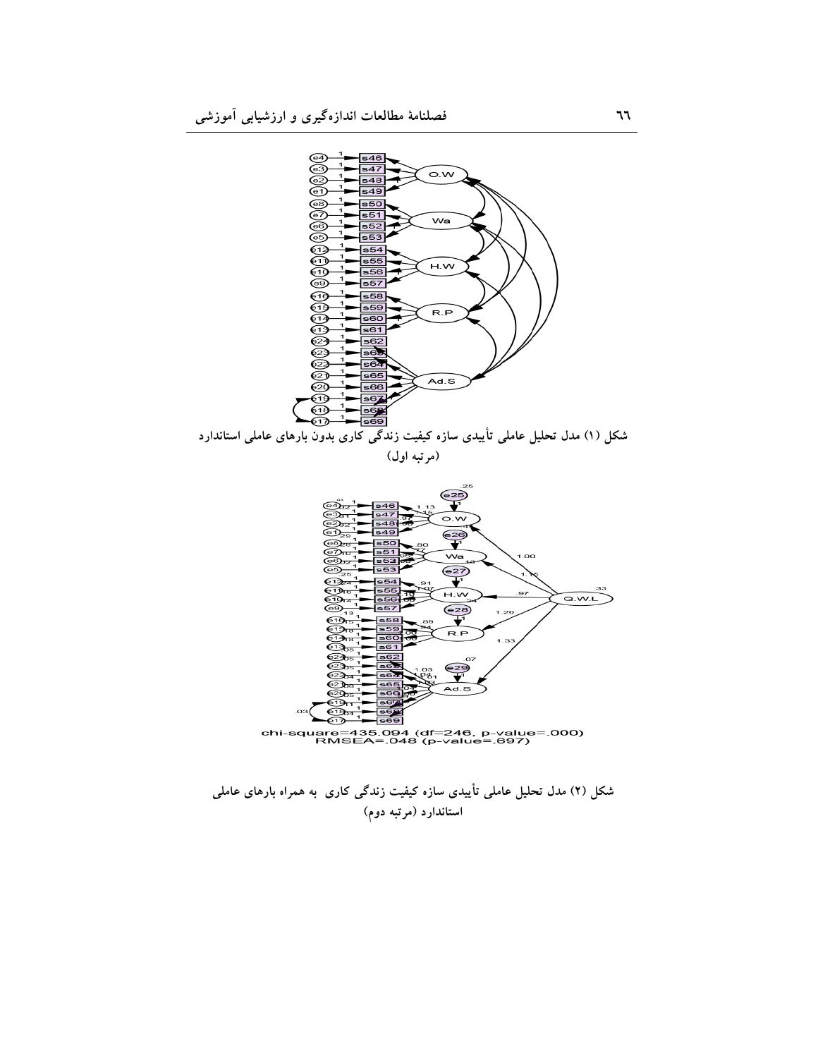شکل (۱) مدل تحلیل عاملی تأییدی سازه کیفیت زندگی کاری بدون بارهای عاملی استاندارد (مرتبه اول)

chi-square=435.094 (df=246, p-value=.000)
RMSEA=.048 (p-value=.697)

شکل (۲) مدل تحلیل عاملی تأییدی سازه کیفیت زندگی کاری به همراه بارهای عاملی استاندارد (مرتبه دوم)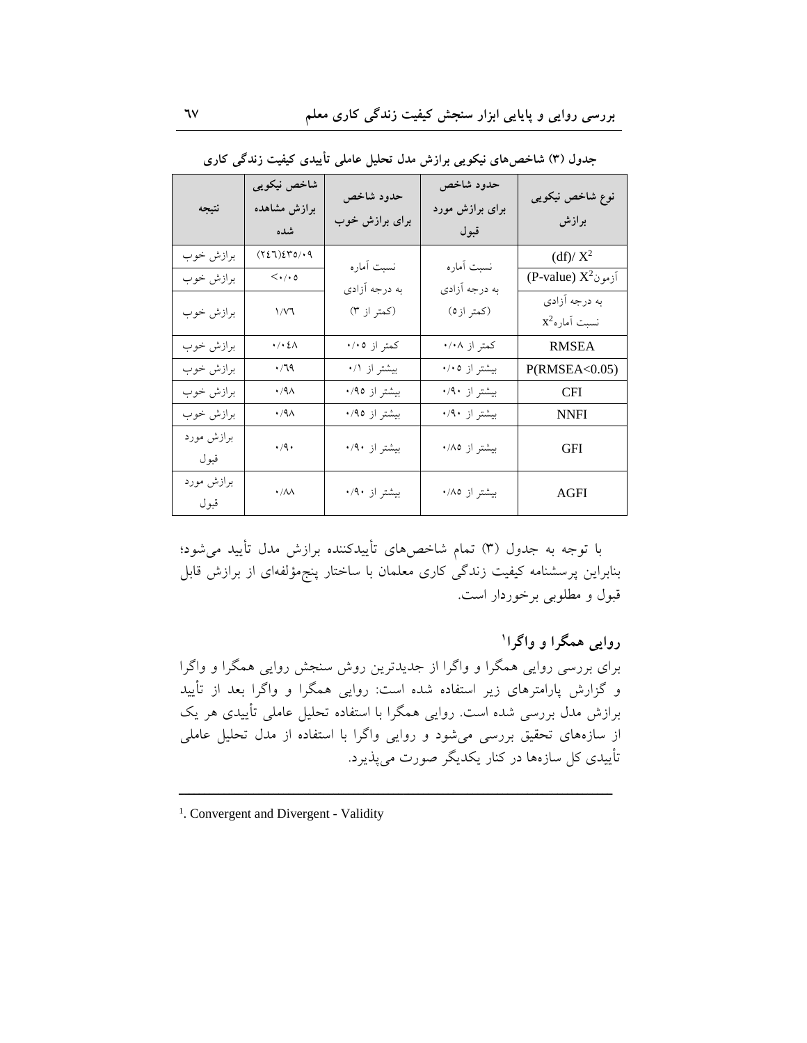جدول (۳) شاخص‌های نیکویی برازش مدل تحلیل عاملی تأییدی کیفیت زندگی کاری

| نوع شاخص نیکویی برازش | حدود شاخص برای برازش مورد قبول | حدود شاخص برای برازش خوب | شاخص نیکویی برازش مشاهده شده | نتیجه |
| --- | --- | --- | --- | --- |
| $X^2$ /(df) | نسبت آماره به درجه آزادی (کمتر از ۵) | نسبت آماره به درجه آزادی (کمتر از ۳) | (۲۶۱)۴۳۵/۰۹ | برازش خوب |
| آزمون$X^2$ (P-value) | | | <۰/۰۵ | برازش خوب |
| به درجه آزادی نسبت آماره$X^2$ | | | ۱/۷۶ | برازش خوب |
| RMSEA | کمتر از ۰/۰۸ | کمتر از ۰/۰۵ | ۰/۰۴۸ | برازش خوب |
| P(RMSEA<0.05) | بیشتر از ۰/۰۵ | بیشتر از ۰/۱ | ۰/۶۹ | برازش خوب |
| CFI | بیشتر از ۰/۹۰ | بیشتر از ۰/۹۵ | ۰/۹۸ | برازش خوب |
| NNFI | بیشتر از ۰/۹۰ | بیشتر از ۰/۹۵ | ۰/۹۸ | برازش خوب |
| GFI | بیشتر از ۰/۸۵ | بیشتر از ۰/۹۰ | ۰/۹۰ | برازش مورد قبول |
| AGFI | بیشتر از ۰/۸۵ | بیشتر از ۰/۹۰ | ۰/۸۸ | برازش مورد قبول |

با توجه به جدول (۳) تمام شاخص‌های تأییدکننده برازش مدل تأیید می‌شود؛ بنابراین پرسشنامه کیفیت زندگی کاری معلمان با ساختار پنج‌مؤلفه‌ای از برازش قابل قبول و مطلوبی برخوردار است.

## روایی همگرا و واگرا[1]

برای بررسی روایی همگرا و واگرا از جدیدترین روش سنجش روایی همگرا و واگرا و گزارش پارامترهای زیر استفاده شده است: روایی همگرا و واگرا بعد از تأیید برازش مدل بررسی شده است. روایی همگرا با استفاده تحلیل عاملی تأییدی هر یک از سازه‌های تحقیق بررسی می‌شود و روایی واگرا با استفاده از مدل تحلیل عاملی تأییدی کل سازه‌ها در کنار یکدیگر صورت می‌پذیرد.

---

[1]. Convergent and Divergent - Validity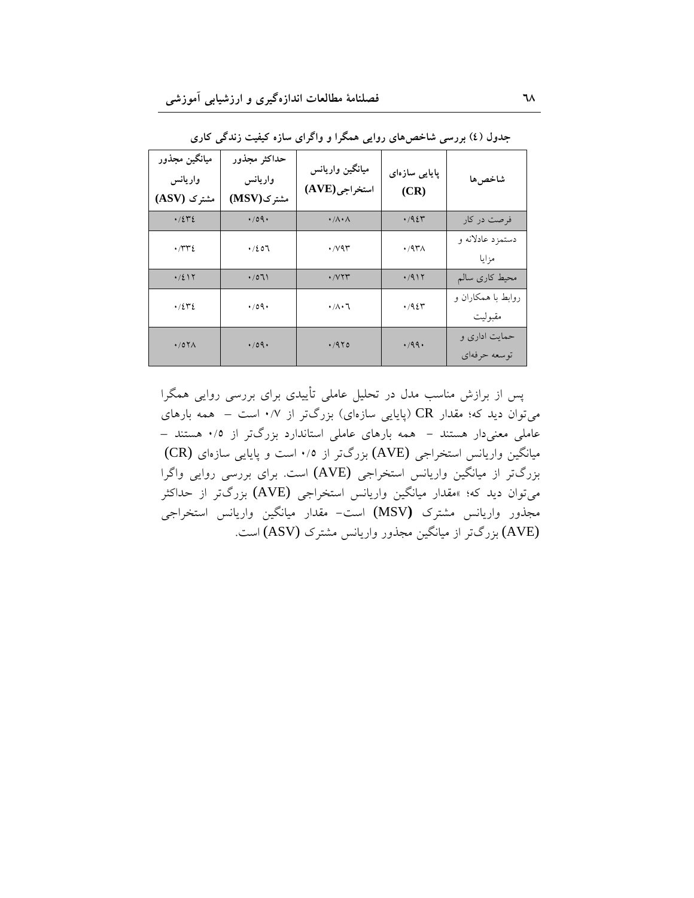جدول (٤) بررسی شاخص‌های روایی همگرا و واگرای سازه کیفیت زندگی کاری

| شاخص‌ها | پایایی سازه‌ای (CR) | میانگین واریانس استخراجی(AVE) | حداکثر مجذور واریانس مشترک(MSV) | میانگین مجذور واریانس مشترک (ASV) |
|---|---|---|---|---|
| فرصت در کار | ۰/۹٤۳ | ۰/۸۰۸ | ۰/٥۹۰ | ۰/٤۳٤ |
| دستمزد عادلانه و مزایا | ۰/۹۳۸ | ۰/۷۹۳ | ۰/٤٥٦ | ۰/۳۳٤ |
| محیط کاری سالم | ۰/۹۱۲ | ۰/۷۲۳ | ۰/٥٦۱ | ۰/٤۱۲ |
| روابط با همکاران و مقبولیت | ۰/۹٤۳ | ۰/۸۰٦ | ۰/٥۹۰ | ۰/٤۳٤ |
| حمایت اداری و توسعه حرفه‌ای | ۰/۹۹۰ | ۰/۹۲٥ | ۰/٥۹۰ | ۰/٥۲۸ |

پس از برازش مناسب مدل در تحلیل عاملی تأییدی برای بررسی روایی همگرا می‌توان دید که؛ مقدار CR (پایایی سازه‌ای) بزرگ‌تر از ۰/۷ است – همه بارهای عاملی معنی‌دار هستند – همه بارهای عاملی استاندارد بزرگ‌تر از ۰/۵ هستند – میانگین واریانس استخراجی (AVE) بزرگ‌تر از ۰/۵ است و پایایی سازه‌ای (CR) بزرگ‌تر از میانگین واریانس استخراجی (AVE) است. برای بررسی روایی واگرا می‌توان دید که؛ «مقدار میانگین واریانس استخراجی (AVE) بزرگ‌تر از حداکثر مجذور واریانس مشترک **(MSV)** است– مقدار میانگین واریانس استخراجی (AVE) بزرگ‌تر از میانگین مجذور واریانس مشترک (ASV) است.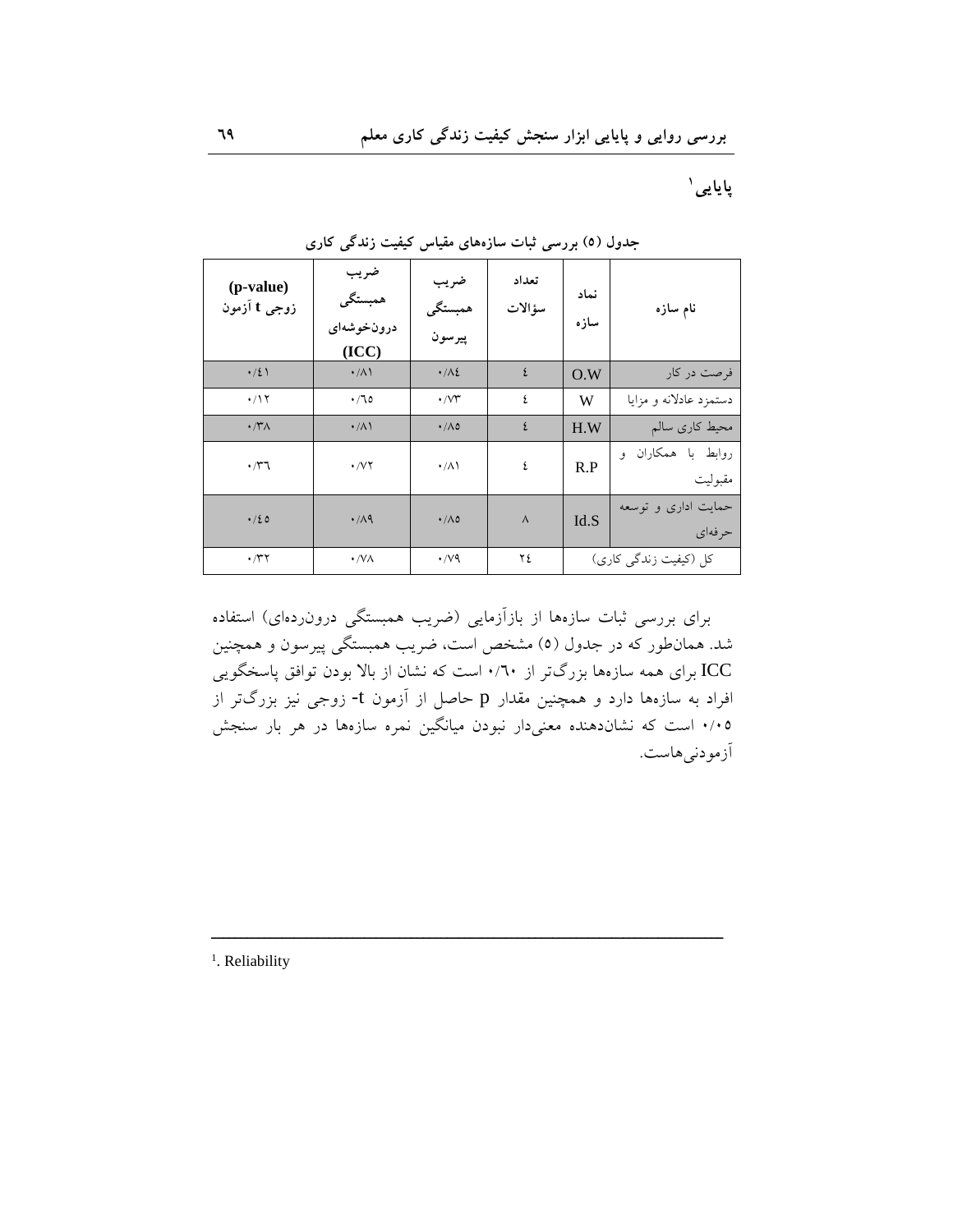## پایایی[1]

**جدول (۵) بررسی ثبات سازه‌های مقیاس کیفیت زندگی کاری**

| نام سازه | نماد سازه | تعداد سؤالات | ضریب همبستگی پیرسون | ضریب همبستگی درون‌خوشه‌ای (ICC) | (p-value) زوجی t آزمون |
|---|---|---|---|---|---|
| فرصت در کار | O.W | ٤ | ۰/۸٤ | ۰/۸۱ | ۰/٤۱ |
| دستمزد عادلانه و مزایا | W | ٤ | ۰/۷۳ | ۰/٦٥ | ۰/۱۲ |
| محیط کاری سالم | H.W | ٤ | ۰/۸٥ | ۰/۸۱ | ۰/۳۸ |
| روابط با همکاران و مقبولیت | R.P | ٤ | ۰/۸۱ | ۰/۷۲ | ۰/۳٦ |
| حمایت اداری و توسعه حرفه‌ای | Id.S | ۸ | ۰/۸٥ | ۰/۸۹ | ۰/٤٥ |
| کل (کیفیت زندگی کاری) | | ٢٤ | ۰/۷۹ | ۰/۷۸ | ۰/۳۲ |

برای بررسی ثبات سازه‌ها از بازآزمایی (ضریب همبستگی درون‌رده‌ای) استفاده شد. همان‌طور که در جدول (۵) مشخص است، ضریب همبستگی پیرسون و همچنین ICC برای همه سازه‌ها بزرگ‌تر از ۰/٦۰ است که نشان از بالا بودن توافق پاسخگویی افراد به سازه‌ها دارد و همچنین مقدار p حاصل از آزمون t- زوجی نیز بزرگ‌تر از ۰/۰٥ است که نشان‌دهنده معنی‌دار نبودن میانگین نمره سازه‌ها در هر بار سنجش آزمودنی‌هاست.

---

[1]. Reliability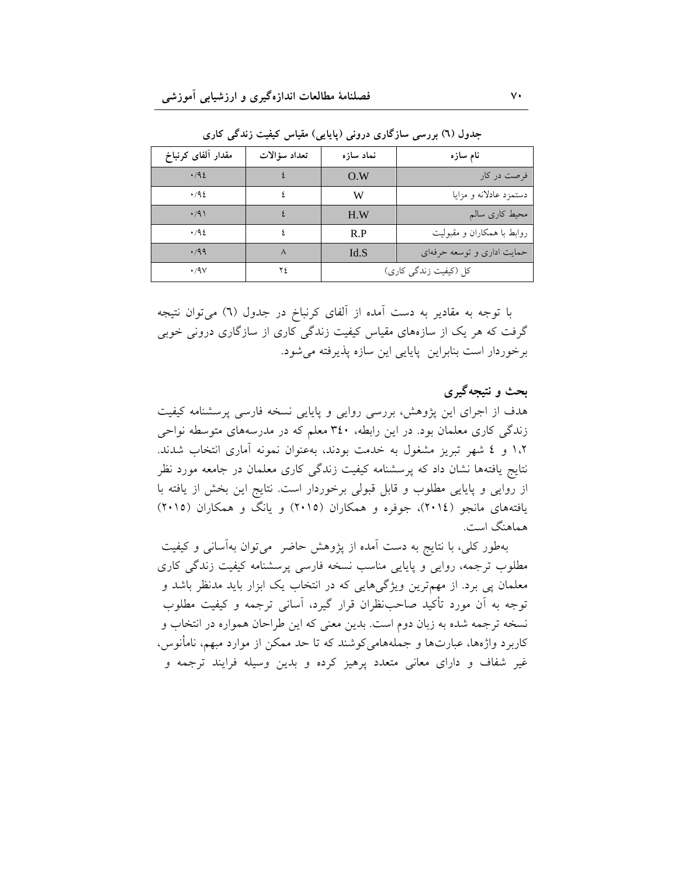**جدول (٦) بررسی سازگاری درونی (پایایی) مقیاس کیفیت زندگی کاری**

| نام سازه | نماد سازه | تعداد سؤالات | مقدار آلفای کرنباخ |
| --- | --- | --- | --- |
| فرصت در کار | O.W | ٤ | ۰/۹٤ |
| دستمزد عادلانه و مزایا | W | ٤ | ۰/۹٤ |
| محیط کاری سالم | H.W | ٤ | ۰/۹۱ |
| روابط با همکاران و مقبولیت | R.P | ٤ | ۰/۹٤ |
| حمایت اداری و توسعه حرفه‌ای | Id.S | ٨ | ۰/۹۹ |
| کل (کیفیت زندگی کاری) | | ٢٤ | ۰/۹۷ |

با توجه به مقادیر به دست آمده از آلفای کرنباخ در جدول (٦) می‌توان نتیجه گرفت که هر یک از سازه‌های مقیاس کیفیت زندگی کاری از سازگاری درونی خوبی برخوردار است بنابراین پایایی این سازه پذیرفته می‌شود.

## بحث و نتیجه‌گیری

هدف از اجرای این پژوهش، بررسی روایی و پایایی نسخه فارسی پرسشنامه کیفیت زندگی کاری معلمان بود. در این رابطه، ٣٤٠ معلم که در مدرسه‌های متوسطه نواحی ١،٢ و ٤ شهر تبریز مشغول به خدمت بودند، به‌عنوان نمونه آماری انتخاب شدند. نتایج یافته‌ها نشان داد که پرسشنامه کیفیت زندگی کاری معلمان در جامعه مورد نظر از روایی و پایایی مطلوب و قابل قبولی برخوردار است. نتایج این بخش از یافته با یافته‌های مانجو (٢٠١٤)، جوفره و همکاران (٢٠١٥) و یانگ و همکاران (٢٠١٥) هماهنگ است.

به‌طور کلی، با نتایج به دست آمده از پژوهش حاضر می‌توان به‌آسانی و کیفیت مطلوب ترجمه، روایی و پایایی مناسب نسخه فارسی پرسشنامه کیفیت زندگی کاری معلمان پی برد. از مهم‌ترین ویژگی‌هایی که در انتخاب یک ابزار باید مدنظر باشد و توجه به آن مورد تأکید صاحب‌نظران قرار گیرد، آسانی ترجمه و کیفیت مطلوب نسخه ترجمه شده به زبان دوم است. بدین معنی که این طراحان همواره در انتخاب و کاربرد واژه‌ها، عبارت‌ها و جمله‌هامی‌کوشند که تا حد ممکن از موارد مبهم، نامأنوس، غیر شفاف و دارای معانی متعدد پرهیز کرده و بدین وسیله فرایند ترجمه و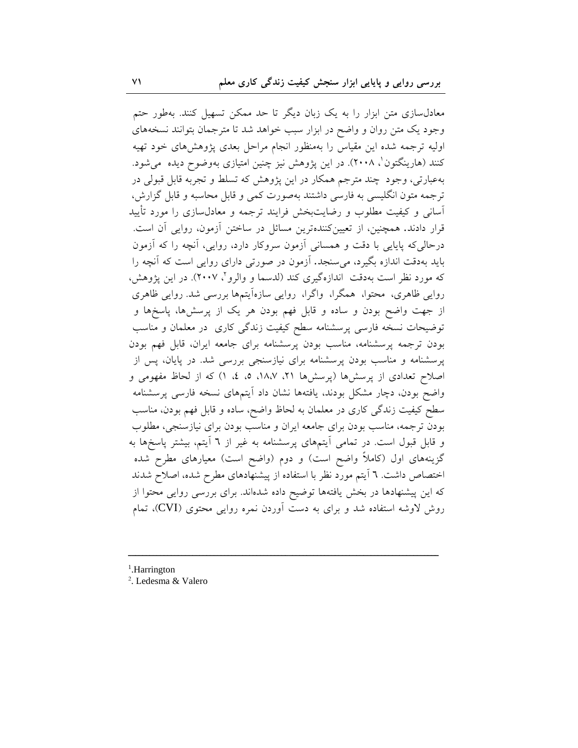معادل‌سازی متن ابزار را به یک زبان دیگر تا حد ممکن تسهیل کنند. به‌طور حتم وجود یک متن روان و واضح در ابزار سبب خواهد شد تا مترجمان بتوانند نسخه‌های اولیه ترجمه شده این مقیاس را به‌منظور انجام مراحل بعدی پژوهش‌های خود تهیه کنند (هارینگتون[1]، ۲۰۰۸). در این پژوهش نیز چنین امتیازی به‌وضوح دیده می‌شود. به‌عبارتی، وجود چند مترجم همکار در این پژوهش که تسلط و تجربه قابل قبولی در ترجمه متون انگلیسی به فارسی داشتند به‌صورت کمی و قابل محاسبه و قابل گزارش، آسانی و کیفیت مطلوب و رضایت‌بخش فرایند ترجمه و معادل‌سازی را مورد تأیید قرار دادند. همچنین، از تعیین‌کننده‌ترین مسائل در ساختن آزمون، روایی آن است. درحالی‌که پایایی با دقت و همسانی آزمون سروکار دارد، روایی، آنچه را که آزمون باید به‌دقت اندازه بگیرد، می‌سنجد. آزمون در صورتی دارای روایی است که آنچه را که مورد نظر است به‌دقت اندازه‌گیری کند (لدسما و والرو[2]، ۲۰۰۷). در این پژوهش، روایی ظاهری، محتوا، همگرا، واگرا، روایی سازه‌آیتم‌ها بررسی شد. روایی ظاهری از جهت واضح بودن و ساده و قابل فهم بودن هر یک از پرسش‌ها، پاسخ‌ها و توضیحات نسخه فارسی پرسشنامه سطح کیفیت زندگی کاری در معلمان و مناسب بودن ترجمه پرسشنامه، مناسب بودن پرسشنامه برای جامعه ایران، قابل فهم بودن پرسشنامه و مناسب بودن پرسشنامه برای نیازسنجی بررسی شد. در پایان، پس از اصلاح تعدادی از پرسش‌ها (پرسش‌ها ۲۱، ۱۸،۷، ۵، ٤، ۱) که از لحاظ مفهومی و واضح بودن، دچار مشکل بودند، یافته‌ها نشان داد آیتم‌های نسخه فارسی پرسشنامه سطح کیفیت زندگی کاری در معلمان به لحاظ واضح، ساده و قابل فهم بودن، مناسب بودن ترجمه، مناسب بودن برای جامعه ایران و مناسب بودن برای نیازسنجی، مطلوب و قابل قبول است. در تمامی آیتم‌های پرسشنامه به غیر از ٦ آیتم، بیشتر پاسخ‌ها به گزینه‌های اول (کاملاً واضح است) و دوم (واضح است) معیارهای مطرح شده اختصاص داشت. ٦ آیتم مورد نظر با استفاده از پیشنهادهای مطرح شده، اصلاح شدند که این پیشنهادها در بخش یافته‌ها توضیح داده شده‌اند. برای بررسی روایی محتوا از روش لاوشه استفاده شد و برای به دست آوردن نمره روایی محتوی (CVI)، تمام

---

[1]. Harrington

[2]. Ledesma & Valero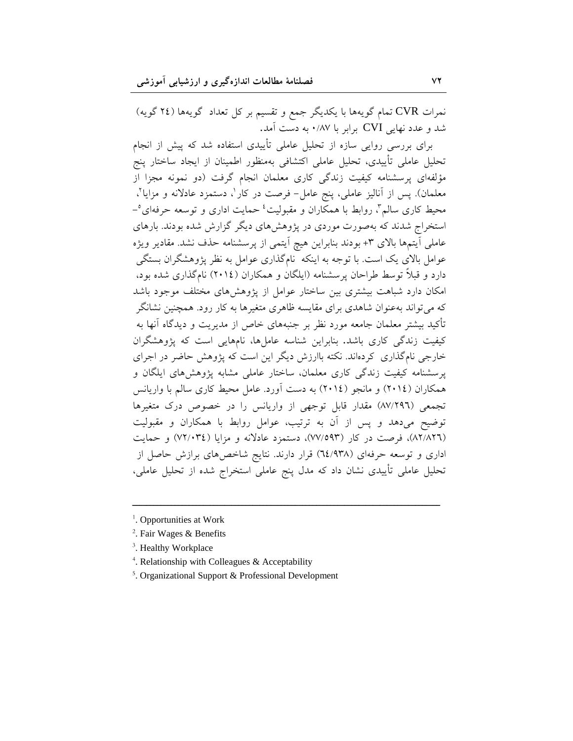نمرات CVR تمام گویه‌ها با یکدیگر جمع و تقسیم بر کل تعداد گویه‌ها (٢٤ گویه) شد و عدد نهایی CVI برابر با ٠/٨٧ به دست آمد.

برای بررسی روایی سازه از تحلیل عاملی تأییدی استفاده شد که پیش از انجام تحلیل عاملی تأییدی، تحلیل عاملی اکتشافی به‌منظور اطمینان از ایجاد ساختار پنج مؤلفه‌ای پرسشنامه کیفیت زندگی کاری معلمان انجام گرفت (دو نمونه مجزا از معلمان). پس از آنالیز عاملی، پنج عامل- فرصت در کار[1]، دستمزد عادلانه و مزایا[2]، محیط کاری سالم[3]، روابط با همکاران و مقبولیت[4] حمایت اداری و توسعه حرفه‌ای[5]- استخراج شدند که به‌صورت موردی در پژوهش‌های دیگر گزارش شده بودند. بارهای عاملی آیتم‌ها بالای ٣+ بودند بنابراین هیچ آیتمی از پرسشنامه حذف نشد. مقادیر ویژه عوامل بالای یک است. با توجه به اینکه نامگذاری عوامل به نظر پژوهشگران بستگی دارد و قبلاً توسط طراحان پرسشنامه (ایلگان و همکاران (٢٠١٤) نامگذاری شده بود، امکان دارد شباهت بیشتری بین ساختار عوامل از پژوهش‌های مختلف موجود باشد که می‌تواند به‌عنوان شاهدی برای مقایسه ظاهری متغیرها به کار رود. همچنین نشانگر تأکید بیشتر معلمان جامعه مورد نظر بر جنبه‌های خاص از مدیریت و دیدگاه آنها به کیفیت زندگی کاری باشد. بنابراین شناسه عامل‌ها، نام‌هایی است که پژوهشگران خارجی نامگذاری کرده‌اند. نکته باارزش دیگر این است که پژوهش حاضر در اجرای پرسشنامه کیفیت زندگی کاری معلمان، ساختار عاملی مشابه پژوهش‌های ایلگان و همکاران (٢٠١٤) و مانجو (٢٠١٤) به دست آورد. عامل محیط کاری سالم با واریانس تجمعی (٨٧/٢٩٦) مقدار قابل توجهی از واریانس را در خصوص درک متغیرها توضیح می‌دهد و پس از آن به ترتیب، عوامل روابط با همکاران و مقبولیت (٨٢/٨٢٦)، فرصت در کار (٧٧/٥٩٣)، دستمزد عادلانه و مزایا (٧٢/٠٣٤) و حمایت اداری و توسعه حرفه‌ای (٦٤/٩٣٨) قرار دارند. نتایج شاخص‌های برازش حاصل از تحلیل عاملی تأییدی نشان داد که مدل پنج عاملی استخراج شده از تحلیل عاملی،

---

[1]. Opportunities at Work

[2]. Fair Wages & Benefits

[3]. Healthy Workplace

[4]. Relationship with Colleagues & Acceptability

[5]. Organizational Support & Professional Development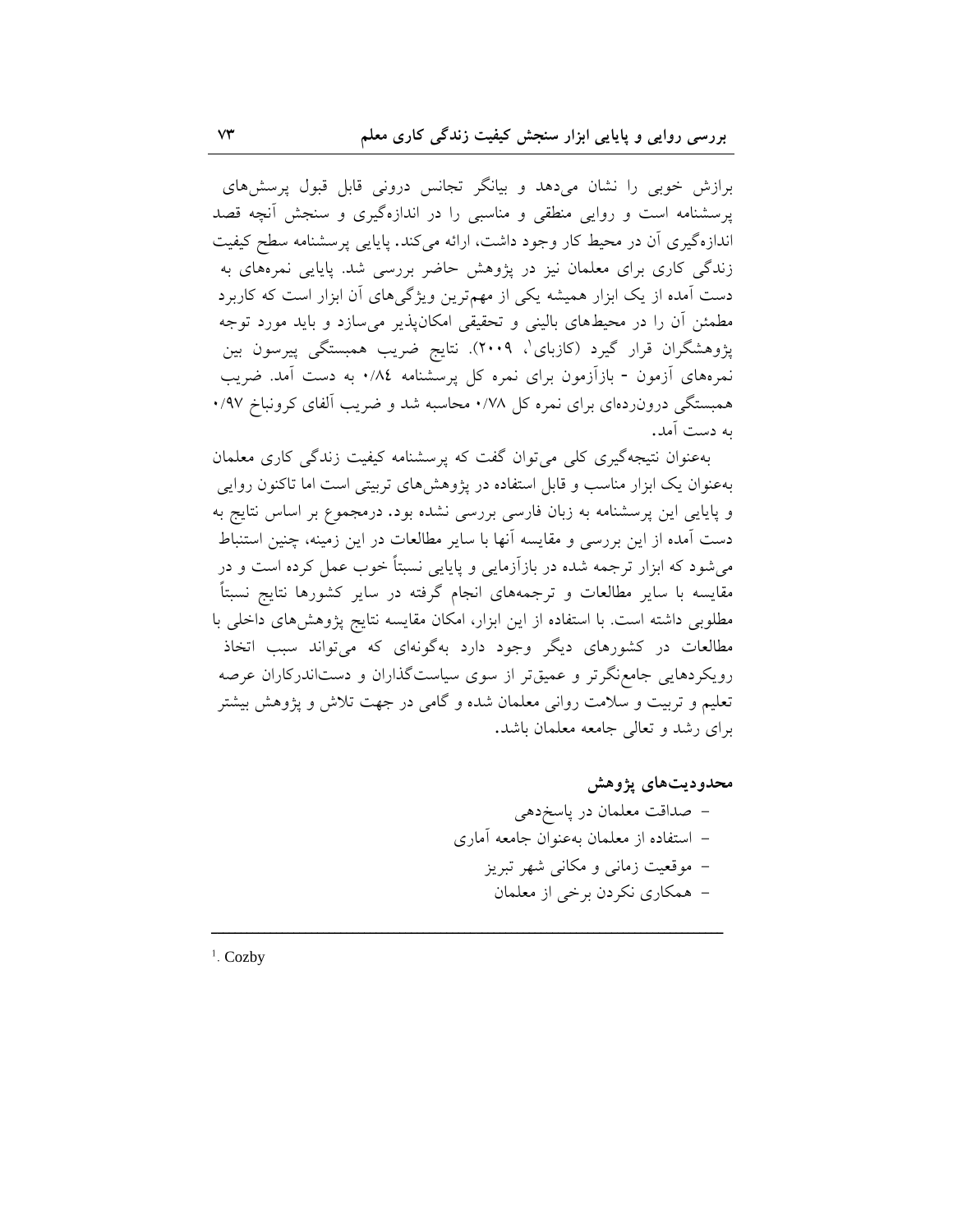برازش خوبی را نشان می‌دهد و بیانگر تجانس درونی قابل قبول پرسش‌های پرسشنامه است و روایی منطقی و مناسبی را در اندازه‌گیری و سنجش آنچه قصد اندازه‌گیری آن در محیط کار وجود داشت، ارائه می‌کند. پایایی پرسشنامه سطح کیفیت زندگی کاری برای معلمان نیز در پژوهش حاضر بررسی شد. پایایی نمره‌های به دست آمده از یک ابزار همیشه یکی از مهم‌ترین ویژگی‌های آن ابزار است که کاربرد مطمئن آن را در محیط‌های بالینی و تحقیقی امکان‌پذیر می‌سازد و باید مورد توجه پژوهشگران قرار گیرد (کازبای[1]، ۲۰۰۹). نتایج ضریب همبستگی پیرسون بین نمره‌های آزمون - بازآزمون برای نمره کل پرسشنامه ۰/۸۴ به دست آمد. ضریب همبستگی درون‌رده‌ای برای نمره کل ۰/۷۸ محاسبه شد و ضریب آلفای کرونباخ ۰/۹۷ به دست آمد.

به‌عنوان نتیجه‌گیری کلی می‌توان گفت که پرسشنامه کیفیت زندگی کاری معلمان به‌عنوان یک ابزار مناسب و قابل استفاده در پژوهش‌های تربیتی است اما تاکنون روایی و پایایی این پرسشنامه به زبان فارسی بررسی نشده بود. درمجموع بر اساس نتایج به دست آمده از این بررسی و مقایسه آنها با سایر مطالعات در این زمینه، چنین استنباط می‌شود که ابزار ترجمه شده در بازآزمایی و پایایی نسبتاً خوب عمل کرده است و در مقایسه با سایر مطالعات و ترجمه‌های انجام گرفته در سایر کشورها نتایج نسبتاً مطلوبی داشته است. با استفاده از این ابزار، امکان مقایسه نتایج پژوهش‌های داخلی با مطالعات در کشورهای دیگر وجود دارد به‌گونه‌ای که می‌تواند سبب اتخاذ رویکردهایی جامع‌نگرتر و عمیق‌تر از سوی سیاست‌گذاران و دست‌اندرکاران عرصه تعلیم و تربیت و سلامت روانی معلمان شده و گامی در جهت تلاش و پژوهش بیشتر برای رشد و تعالی جامعه معلمان باشد.

### محدودیت‌های پژوهش

- صداقت معلمان در پاسخ‌دهی
- استفاده از معلمان به‌عنوان جامعه آماری
- موقعیت زمانی و مکانی شهر تبریز
- همکاری نکردن برخی از معلمان

---

[1]. Cozby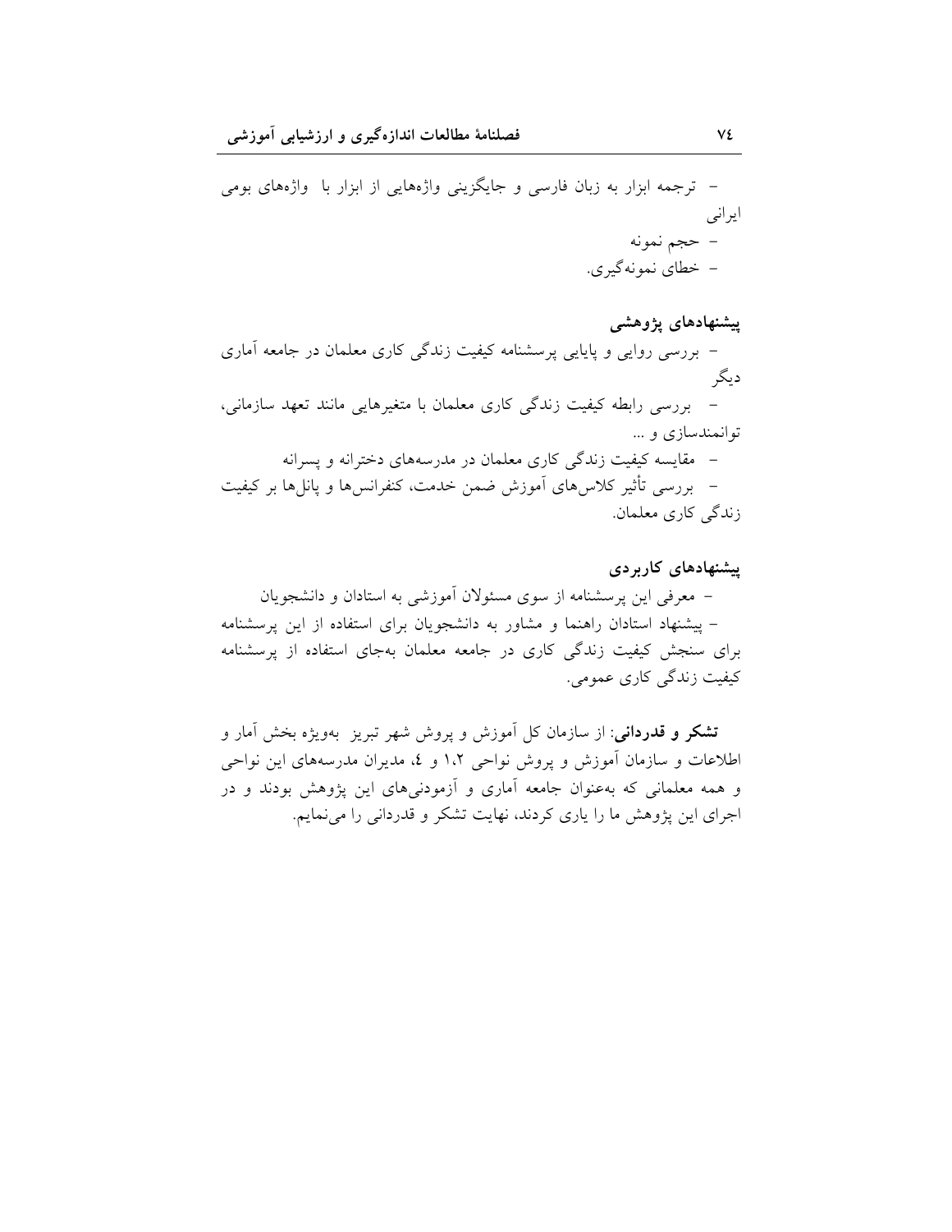– ترجمه ابزار به زبان فارسی و جایگزینی واژه‌هایی از ابزار با واژه‌های بومی ایرانی
– حجم نمونه
– خطای نمونه‌گیری.

### پیشنهادهای پژوهشی

– بررسی روایی و پایایی پرسشنامه کیفیت زندگی کاری معلمان در جامعه آماری دیگر
– بررسی رابطه کیفیت زندگی کاری معلمان با متغیرهایی مانند تعهد سازمانی، توانمندسازی و ...
– مقایسه کیفیت زندگی کاری معلمان در مدرسه‌های دخترانه و پسرانه
– بررسی تأثیر کلاس‌های آموزش ضمن خدمت، کنفرانس‌ها و پانل‌ها بر کیفیت زندگی کاری معلمان.

### پیشنهادهای کاربردی

– معرفی این پرسشنامه از سوی مسئولان آموزشی به استادان و دانشجویان
– پیشنهاد استادان راهنما و مشاور به دانشجویان برای استفاده از این پرسشنامه برای سنجش کیفیت زندگی کاری در جامعه معلمان به‌جای استفاده از پرسشنامه کیفیت زندگی کاری عمومی.

**تشکر و قدردانی**: از سازمان کل آموزش و پرورش شهر تبریز به‌ویژه بخش آمار و اطلاعات و سازمان آموزش و پرورش نواحی ۱،۲ و ٤، مدیران مدرسه‌های این نواحی و همه معلمانی که به‌عنوان جامعه آماری و آزمودنی‌های این پژوهش بودند و در اجرای این پژوهش ما را یاری کردند، نهایت تشکر و قدردانی را می‌نماییم.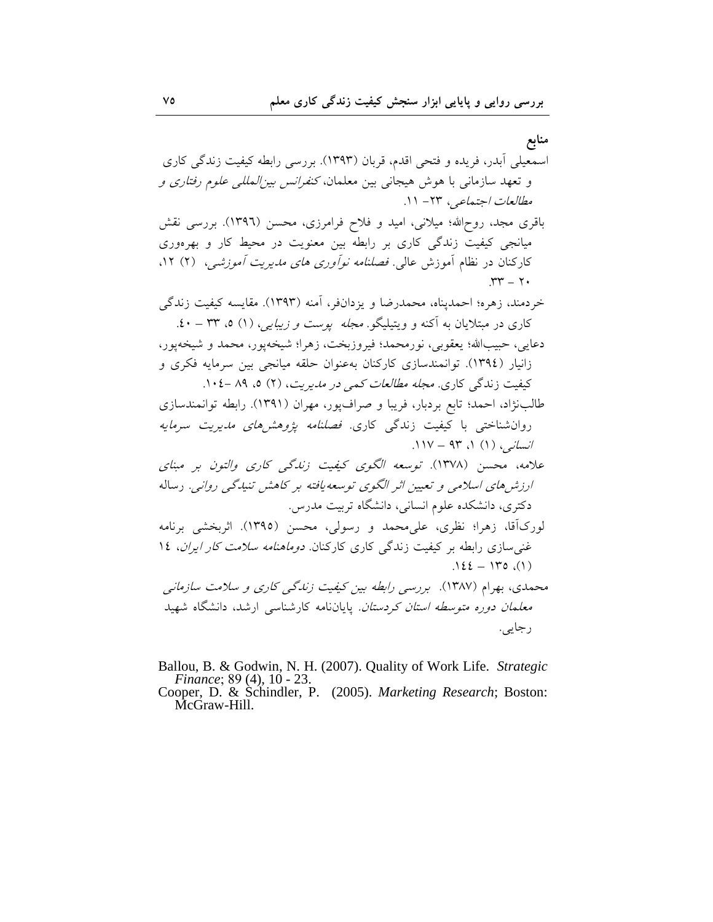## منابع

اسمعیلی آبدر، فریده و فتحی اقدم، قربان (۱۳۹۳). بررسی رابطه کیفیت زندگی کاری و تعهد سازمانی با هوش هیجانی بین معلمان، *کنفرانس بین‌المللی علوم رفتاری و مطالعات اجتماعی*، ۲۳- ۱۱.

باقری مجد، روح‌الله؛ میلانی، امید و فلاح فرامرزی، محسن (۱۳۹٦). بررسی نقش میانجی کیفیت زندگی کاری بر رابطه بین معنویت در محیط کار و بهره‌وری کارکنان در نظام آموزش عالی. *فصلنامه نوآوری های مدیریت آموزشی*، (۲) ۱۲، ۲۰ – ۳۳.

خردمند، زهره؛ احمدپناه، محمدرضا و یزدان‌فر، آمنه (۱۳۹۳). مقایسه کیفیت زندگی کاری در مبتلایان به آکنه و ویتیلیگو. *مجله پوست و زیبایی*، (۱) ۵، ۳۳ – ٤۰.

دعایی، حبیب‌الله؛ یعقوبی، نورمحمد؛ فیروزبخت، زهرا؛ شیخه‌پور، محمد و شیخه‌پور، زانیار (۱۳۹٤). توانمندسازی کارکنان به‌عنوان حلقه میانجی بین سرمایه فکری و کیفیت زندگی کاری. *مجله مطالعات کمی در مدیریت*، (۲) ۵، ۸۹ -۱۰٤.

طالب‌نژاد، احمد؛ تابع بردبار، فریبا و صراف‌پور، مهران (۱۳۹۱). رابطه توانمندسازی روان‌شناختی با کیفیت زندگی کاری. *فصلنامه پژوهش‌های مدیریت سرمایه انسانی*، (۱) ۱، ۹۳ – ۱۱۷.

علامه، محسن (۱۳۷۸). *توسعه الگوی کیفیت زندگی کاری والتون بر مبنای ارزش‌های اسلامی و تعیین اثر الگوی توسعه‌یافته بر کاهش تنیدگی روانی*. رساله دکتری، دانشکده علوم انسانی، دانشگاه تربیت مدرس.

لورک‌آقا، زهرا؛ نظری، علی‌محمد و رسولی، محسن (۱۳۹۵). اثربخشی برنامه غنی‌سازی رابطه بر کیفیت زندگی کاری کارکنان. *دوماهنامه سلامت کار ایران*، ۱٤ (۱)، ۱۳۵ – ۱٤٤.

محمدی، بهرام (۱۳۸۷). *بررسی رابطه بین کیفیت زندگی کاری و سلامت سازمانی معلمان دوره متوسطه استان کردستان*. پایان‌نامه کارشناسی ارشد، دانشگاه شهید رجایی.

Ballou, B. & Godwin, N. H. (2007). Quality of Work Life. *Strategic Finance*; 89 (4), 10 - 23.

Cooper, D. & Schindler, P. (2005). *Marketing Research*; Boston: McGraw-Hill.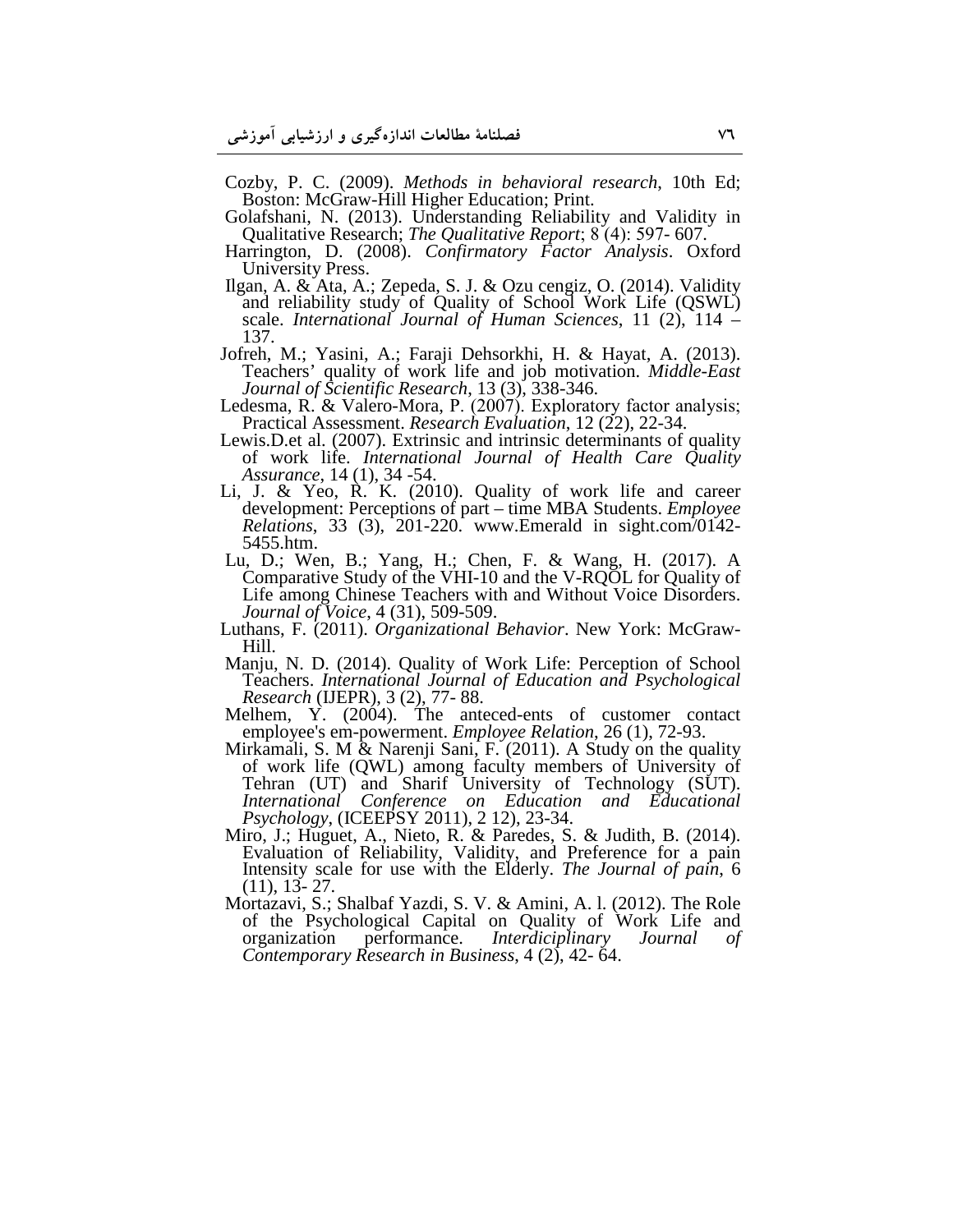Cozby, P. C. (2009). *Methods in behavioral research*, 10th Ed; Boston: McGraw-Hill Higher Education; Print.

Golafshani, N. (2013). Understanding Reliability and Validity in Qualitative Research; *The Qualitative Report*; 8 (4): 597- 607.

Harrington, D. (2008). *Confirmatory Factor Analysis*. Oxford University Press.

Ilgan, A. & Ata, A.; Zepeda, S. J. & Ozu cengiz, O. (2014). Validity and reliability study of Quality of School Work Life (QSWL) scale. *International Journal of Human Sciences*, 11 (2), 114 – 137.

Jofreh, M.; Yasini, A.; Faraji Dehsorkhi, H. & Hayat, A. (2013). Teachers' quality of work life and job motivation. *Middle-East Journal of Scientific Research*, 13 (3), 338-346.

Ledesma, R. & Valero-Mora, P. (2007). Exploratory factor analysis; Practical Assessment. *Research Evaluation*, 12 (22), 22-34.

Lewis.D.et al. (2007). Extrinsic and intrinsic determinants of quality of work life. *International Journal of Health Care Quality Assurance*, 14 (1), 34 -54.

Li, J. & Yeo, R. K. (2010). Quality of work life and career development: Perceptions of part – time MBA Students. *Employee Relations*, 33 (3), 201-220. www.Emerald in sight.com/0142-5455.htm.

Lu, D.; Wen, B.; Yang, H.; Chen, F. & Wang, H. (2017). A Comparative Study of the VHI-10 and the V-RQOL for Quality of Life among Chinese Teachers with and Without Voice Disorders. *Journal of Voice*, 4 (31), 509-509.

Luthans, F. (2011). *Organizational Behavior*. New York: McGraw-Hill.

Manju, N. D. (2014). Quality of Work Life: Perception of School Teachers. *International Journal of Education and Psychological Research* (IJEPR), 3 (2), 77- 88.

Melhem, Y. (2004). The anteced-ents of customer contact employee's em-powerment. *Employee Relation*, 26 (1), 72-93.

Mirkamali, S. M & Narenji Sani, F. (2011). A Study on the quality of work life (QWL) among faculty members of University of Tehran (UT) and Sharif University of Technology (SUT). *International Conference on Education and Educational Psychology*, (ICEEPSY 2011), 2 12), 23-34.

Miro, J.; Huguet, A., Nieto, R. & Paredes, S. & Judith, B. (2014). Evaluation of Reliability, Validity, and Preference for a pain Intensity scale for use with the Elderly. *The Journal of pain*, 6 (11), 13- 27.

Mortazavi, S.; Shalbaf Yazdi, S. V. & Amini, A. l. (2012). The Role of the Psychological Capital on Quality of Work Life and organization performance. *Interdiciplinary Journal of Contemporary Research in Business*, 4 (2), 42- 64.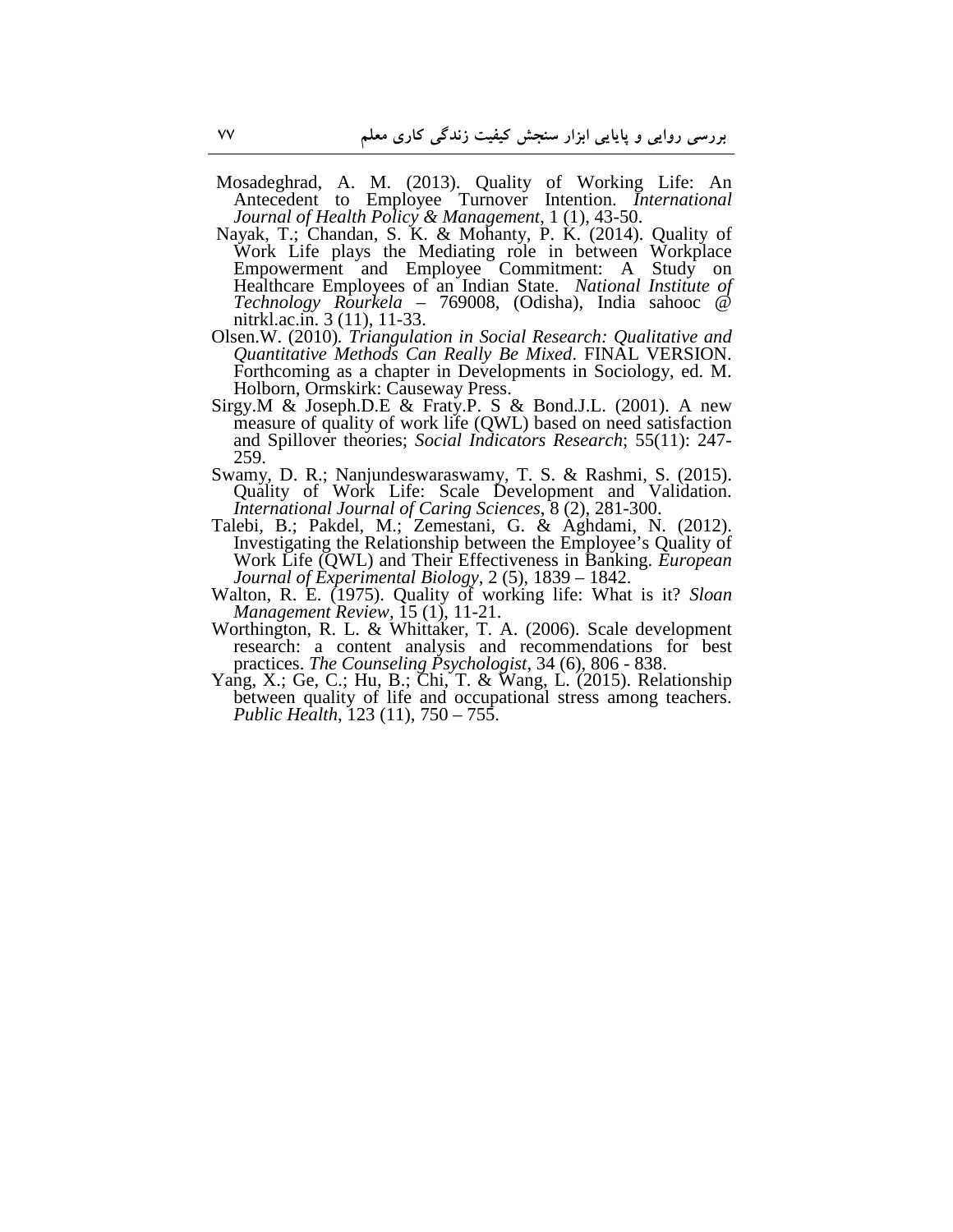Mosadeghrad, A. M. (2013). Quality of Working Life: An Antecedent to Employee Turnover Intention. *International Journal of Health Policy & Management*, 1 (1), 43-50.

Nayak, T.; Chandan, S. K. & Mohanty, P. K. (2014). Quality of Work Life plays the Mediating role in between Workplace Empowerment and Employee Commitment: A Study on Healthcare Employees of an Indian State. *National Institute of Technology Rourkela* – 769008, (Odisha), India sahooc @ nitrkl.ac.in. 3 (11), 11-33.

Olsen.W. (2010). *Triangulation in Social Research: Qualitative and Quantitative Methods Can Really Be Mixed*. FINAL VERSION. Forthcoming as a chapter in Developments in Sociology, ed. M. Holborn, Ormskirk: Causeway Press.

Sirgy.M & Joseph.D.E & Fraty.P. S & Bond.J.L. (2001). A new measure of quality of work life (QWL) based on need satisfaction and Spillover theories; *Social Indicators Research*; 55(11): 247-259.

Swamy, D. R.; Nanjundeswaraswamy, T. S. & Rashmi, S. (2015). Quality of Work Life: Scale Development and Validation. *International Journal of Caring Sciences*, 8 (2), 281-300.

Talebi, B.; Pakdel, M.; Zemestani, G. & Aghdami, N. (2012). Investigating the Relationship between the Employee's Quality of Work Life (QWL) and Their Effectiveness in Banking. *European Journal of Experimental Biology*, 2 (5), 1839 – 1842.

Walton, R. E. (1975). Quality of working life: What is it? *Sloan Management Review*, 15 (1), 11-21.

Worthington, R. L. & Whittaker, T. A. (2006). Scale development research: a content analysis and recommendations for best practices. *The Counseling Psychologist*, 34 (6), 806 - 838.

Yang, X.; Ge, C.; Hu, B.; Chi, T. & Wang, L. (2015). Relationship between quality of life and occupational stress among teachers. *Public Health*, 123 (11), 750 – 755.